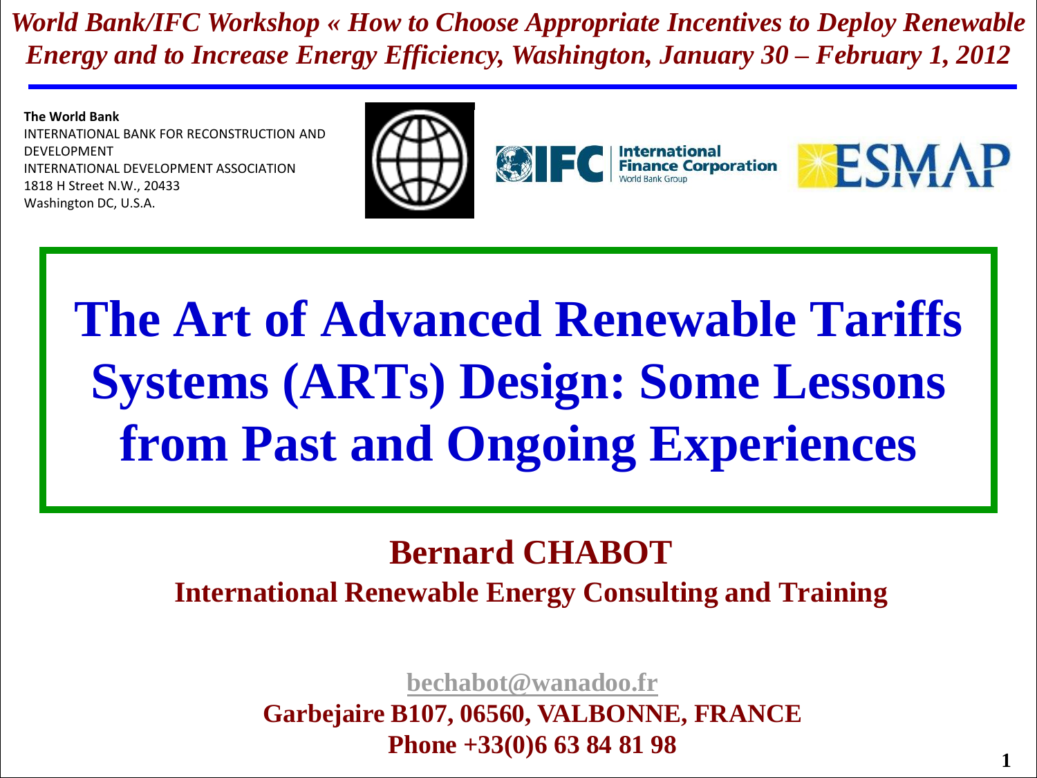*World Bank/IFC Workshop « How to Choose Appropriate Incentives to Deploy Renewable Energy and to Increase Energy Efficiency, Washington, January 30 – February 1, 2012*

**The World Bank**
INTERNATIONAL BANK FOR RECONSTRUCTION AND DEVELOPMENT
INTERNATIONAL DEVELOPMENT ASSOCIATION
1818 H Street N.W., 20433
Washington DC, U.S.A.

IFC International Finance Corporation World Bank Group

ESMAP

# The Art of Advanced Renewable Tariffs Systems (ARTs) Design: Some Lessons from Past and Ongoing Experiences

**Bernard CHABOT**

**International Renewable Energy Consulting and Training**

bechabot@wanadoo.fr

**Garbejaire B107, 06560, VALBONNE, FRANCE**

**Phone +33(0)6 63 84 81 98**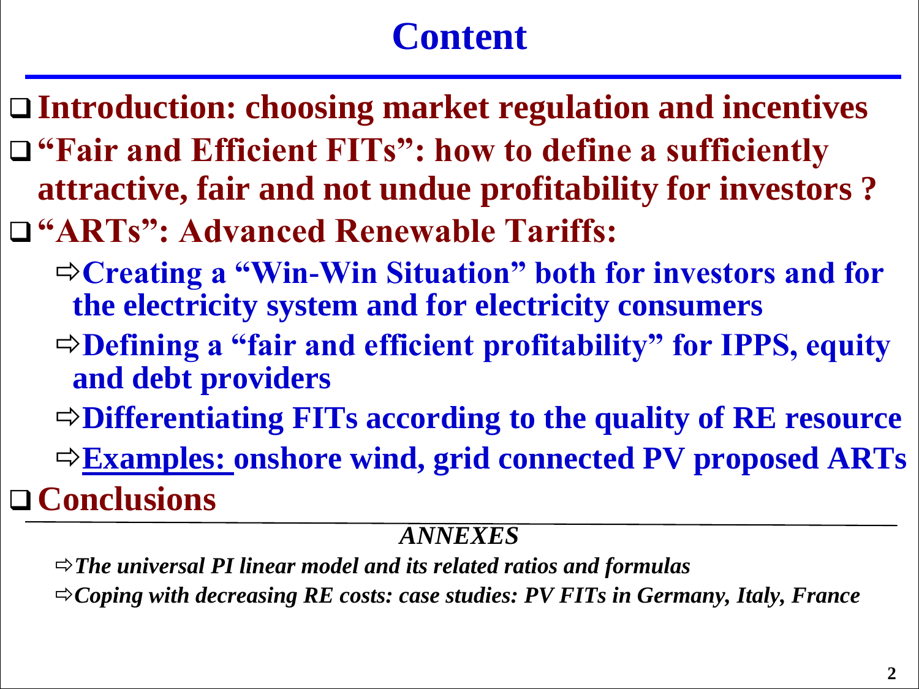# Content

- **Introduction: choosing market regulation and incentives**
- **"Fair and Efficient FITs": how to define a sufficiently attractive, fair and not undue profitability for investors ?**
- **"ARTs": Advanced Renewable Tariffs:**
  - ⇨ **Creating a "Win-Win Situation" both for investors and for the electricity system and for electricity consumers**
  - ⇨ **Defining a "fair and efficient profitability" for IPPS, equity and debt providers**
  - ⇨ **Differentiating FITs according to the quality of RE resource**
  - ⇨ **Examples: onshore wind, grid connected PV proposed ARTs**
- **Conclusions**

---

*ANNEXES*

- ⇨ ***The universal PI linear model and its related ratios and formulas***
- ⇨ ***Coping with decreasing RE costs: case studies: PV FITs in Germany, Italy, France***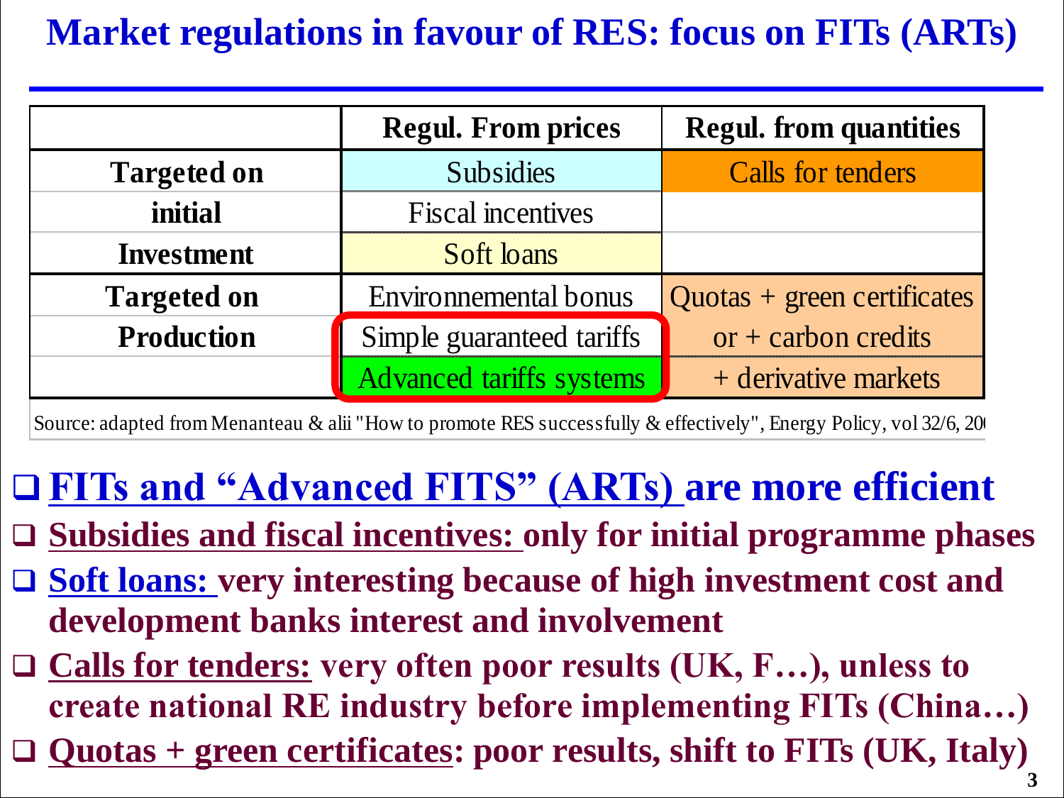# Market regulations in favour of RES: focus on FITs (ARTs)

| | Regul. From prices | Regul. from quantities |
|---|---|---|
| Targeted on | Subsidies | Calls for tenders |
| initial | Fiscal incentives | |
| Investment | Soft loans | |
| Targeted on | Environnemental bonus | Quotas + green certificates |
| Production | Simple guaranteed tariffs | or + carbon credits |
| | Advanced tariffs systems | + derivative markets |

Source: adapted from Menanteau & alii "How to promote RES successfully & effectively", Energy Policy, vol 32/6, 20

- **FITs and "Advanced FITS" (ARTs) are more efficient**
- **Subsidies and fiscal incentives: only for initial programme phases**
- **Soft loans: very interesting because of high investment cost and development banks interest and involvement**
- **Calls for tenders: very often poor results (UK, F…), unless to create national RE industry before implementing FITs (China…)**
- **Quotas + green certificates: poor results, shift to FITs (UK, Italy)**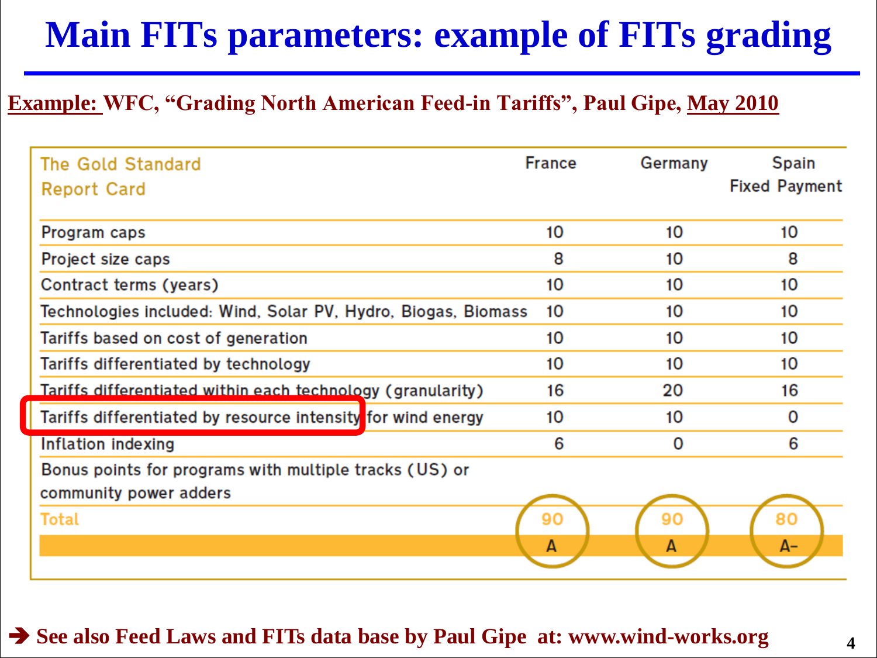# Main FITs parameters: example of FITs grading

**Example: WFC, "Grading North American Feed-in Tariffs", Paul Gipe, May 2010**

| The Gold Standard Report Card | France | Germany | Spain Fixed Payment |
|---|---|---|---|
| Program caps | 10 | 10 | 10 |
| Project size caps | 8 | 10 | 8 |
| Contract terms (years) | 10 | 10 | 10 |
| Technologies included: Wind, Solar PV, Hydro, Biogas, Biomass | 10 | 10 | 10 |
| Tariffs based on cost of generation | 10 | 10 | 10 |
| Tariffs differentiated by technology | 10 | 10 | 10 |
| Tariffs differentiated within each technology (granularity) | 16 | 20 | 16 |
| Tariffs differentiated by resource intensity for wind energy | 10 | 10 | 0 |
| Inflation indexing | 6 | 0 | 6 |
| Bonus points for programs with multiple tracks (US) or community power adders | | | |
| Total | 90 | 90 | 80 |
| | A | A | A– |

➔ **See also Feed Laws and FITs data base by Paul Gipe at: www.wind-works.org**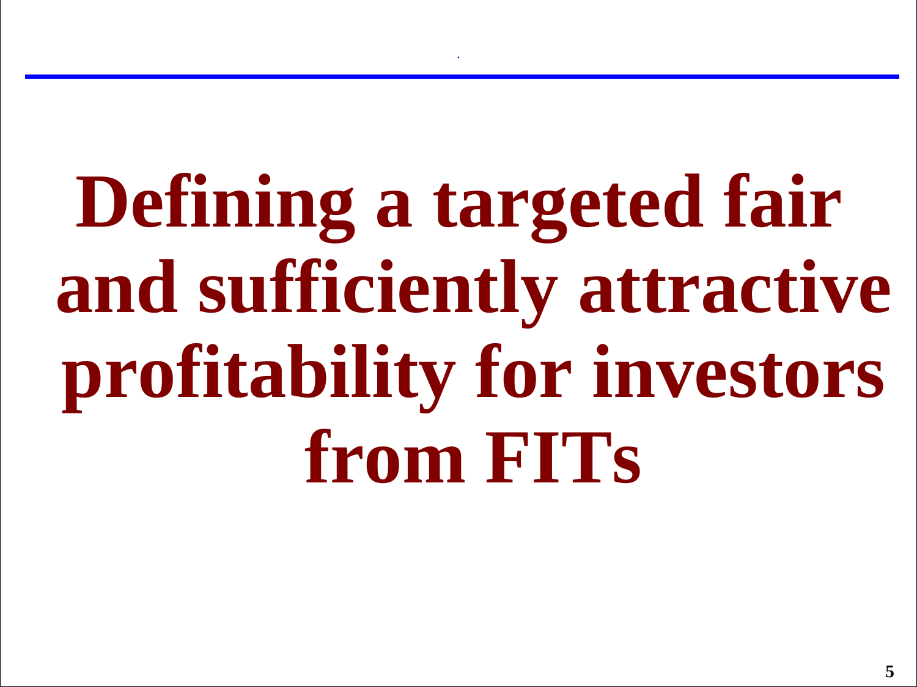# Defining a targeted fair and sufficiently attractive profitability for investors from FITs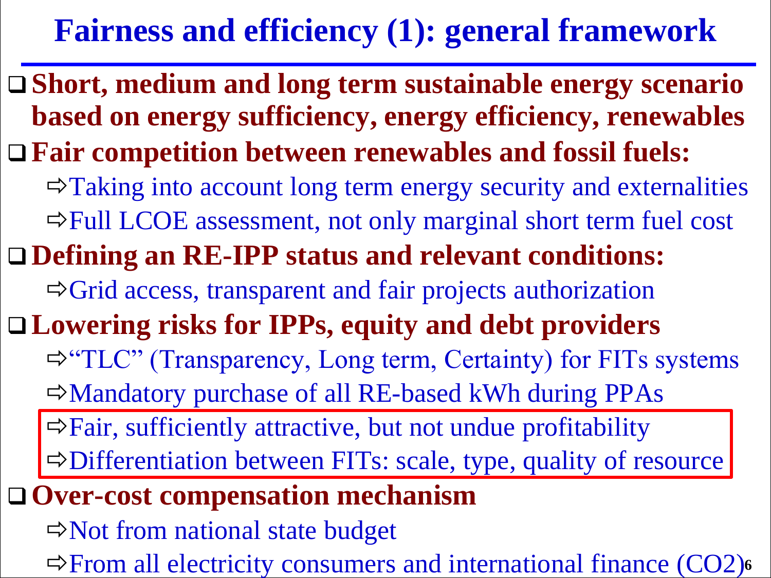# Fairness and efficiency (1): general framework

- **Short, medium and long term sustainable energy scenario based on energy sufficiency, energy efficiency, renewables**
- **Fair competition between renewables and fossil fuels:**
  - ⇨Taking into account long term energy security and externalities
  - ⇨Full LCOE assessment, not only marginal short term fuel cost
- **Defining an RE-IPP status and relevant conditions:**
  - ⇨Grid access, transparent and fair projects authorization
- **Lowering risks for IPPs, equity and debt providers**
  - ⇨"TLC" (Transparency, Long term, Certainty) for FITs systems
  - ⇨Mandatory purchase of all RE-based kWh during PPAs
  - ⇨Fair, sufficiently attractive, but not undue profitability
  - ⇨Differentiation between FITs: scale, type, quality of resource
- **Over-cost compensation mechanism**
  - ⇨Not from national state budget
  - ⇨From all electricity consumers and international finance ($CO_2$)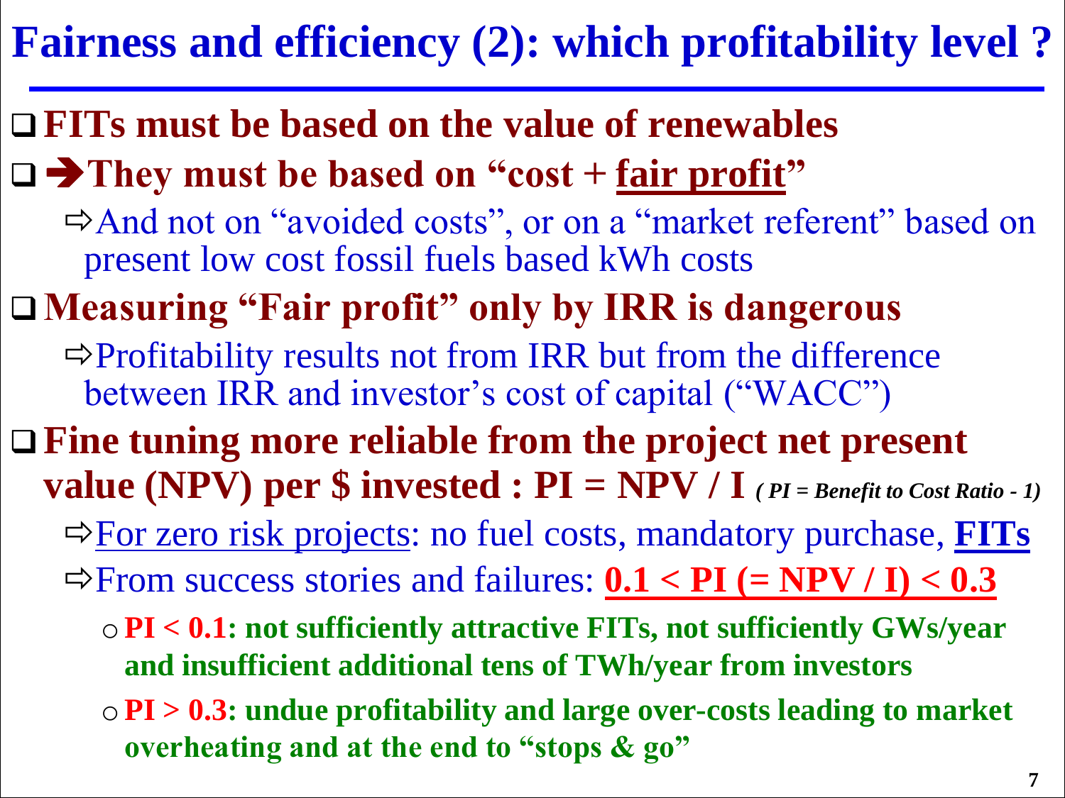# Fairness and efficiency (2): which profitability level ?

- **FITs must be based on the value of renewables**
- **➔They must be based on "cost + fair profit"**
  - ⇨And not on "avoided costs", or on a "market referent" based on present low cost fossil fuels based kWh costs
- **Measuring "Fair profit" only by IRR is dangerous**
  - ⇨Profitability results not from IRR but from the difference between IRR and investor's cost of capital ("WACC")
- **Fine tuning more reliable from the project net present value (NPV) per $ invested : PI = NPV / I** ***( PI = Benefit to Cost Ratio - 1)***
  - ⇨For zero risk projects: no fuel costs, mandatory purchase, **FITs**
  - ⇨From success stories and failures: **$0.1 < PI (= NPV / I) < 0.3$**
    - **$PI < 0.1$: not sufficiently attractive FITs, not sufficiently GWs/year and insufficient additional tens of TWh/year from investors**
    - **$PI > 0.3$: undue profitability and large over-costs leading to market overheating and at the end to "stops & go"**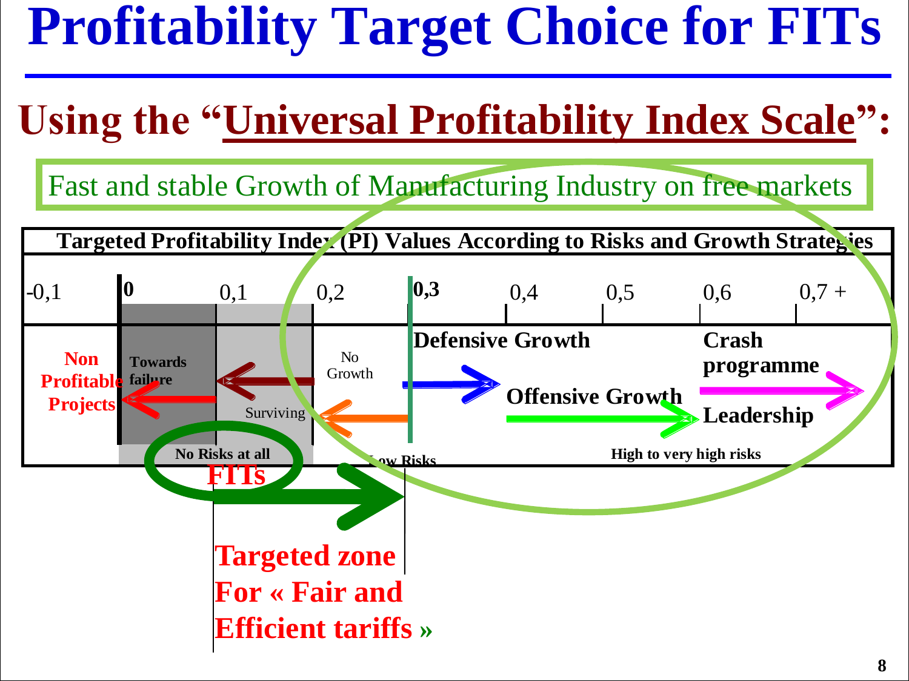# Profitability Target Choice for FITs

## Using the "Universal Profitability Index Scale":

Fast and stable Growth of Manufacturing Industry on free markets

**Targeted Profitability Index (PI) Values According to Risks and Growth Strategies**

-0,1 | **0** | 0,1 | 0,2 | **0,3** | 0,4 | 0,5 | 0,6 | 0,7 +

**Non Profitable Projects**

**Towards failure**

Surviving

No Growth

**Defensive Growth**

**Offensive Growth**

**Crash programme**

**Leadership**

**No Risks at all**

**Low Risks**

**High to very high risks**

**FITs**

**Targeted zone For « Fair and Efficient tariffs »**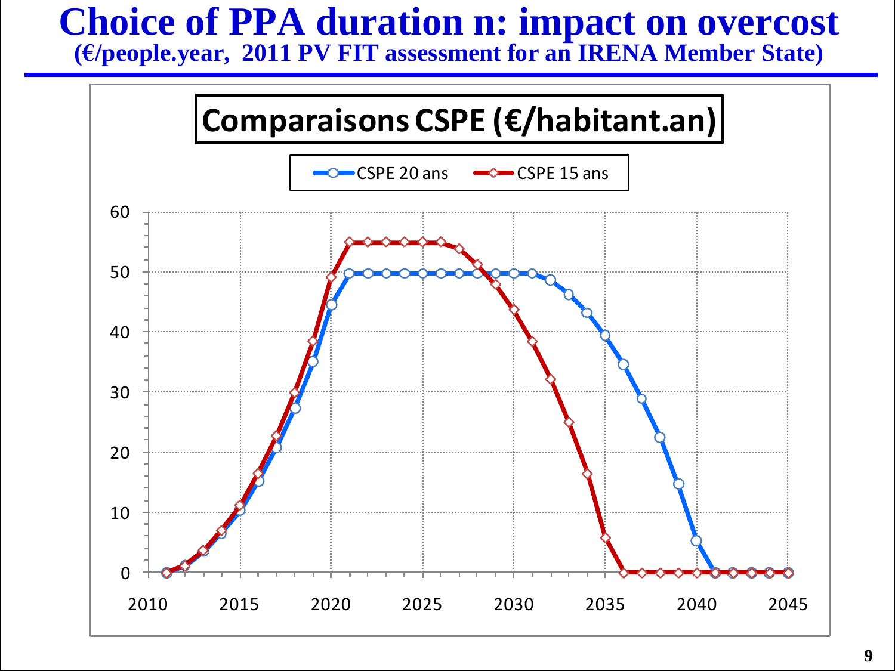# Choice of PPA duration n: impact on overcost

**(€/people.year, 2011 PV FIT assessment for an IRENA Member State)**

**Comparaisons CSPE (€/habitant.an)**

CSPE 20 ans — CSPE 15 ans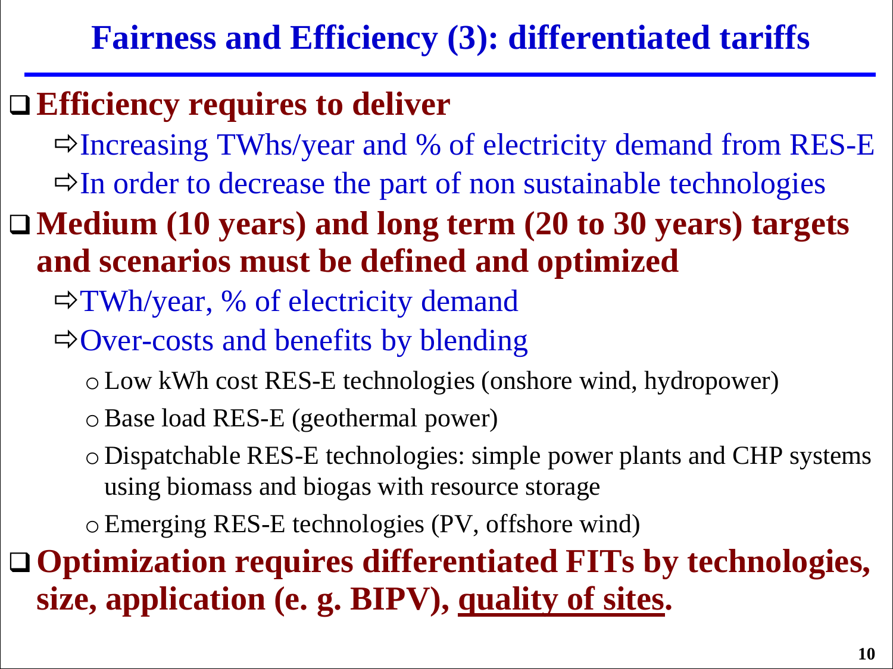# Fairness and Efficiency (3): differentiated tariffs

- **Efficiency requires to deliver**
  - ⇨ Increasing TWhs/year and % of electricity demand from RES-E
  - ⇨ In order to decrease the part of non sustainable technologies
- **Medium (10 years) and long term (20 to 30 years) targets and scenarios must be defined and optimized**
  - ⇨ TWh/year, % of electricity demand
  - ⇨ Over-costs and benefits by blending
    - Low kWh cost RES-E technologies (onshore wind, hydropower)
    - Base load RES-E (geothermal power)
    - Dispatchable RES-E technologies: simple power plants and CHP systems using biomass and biogas with resource storage
    - Emerging RES-E technologies (PV, offshore wind)
- **Optimization requires differentiated FITs by technologies, size, application (e. g. BIPV), <u>quality of sites</u>.**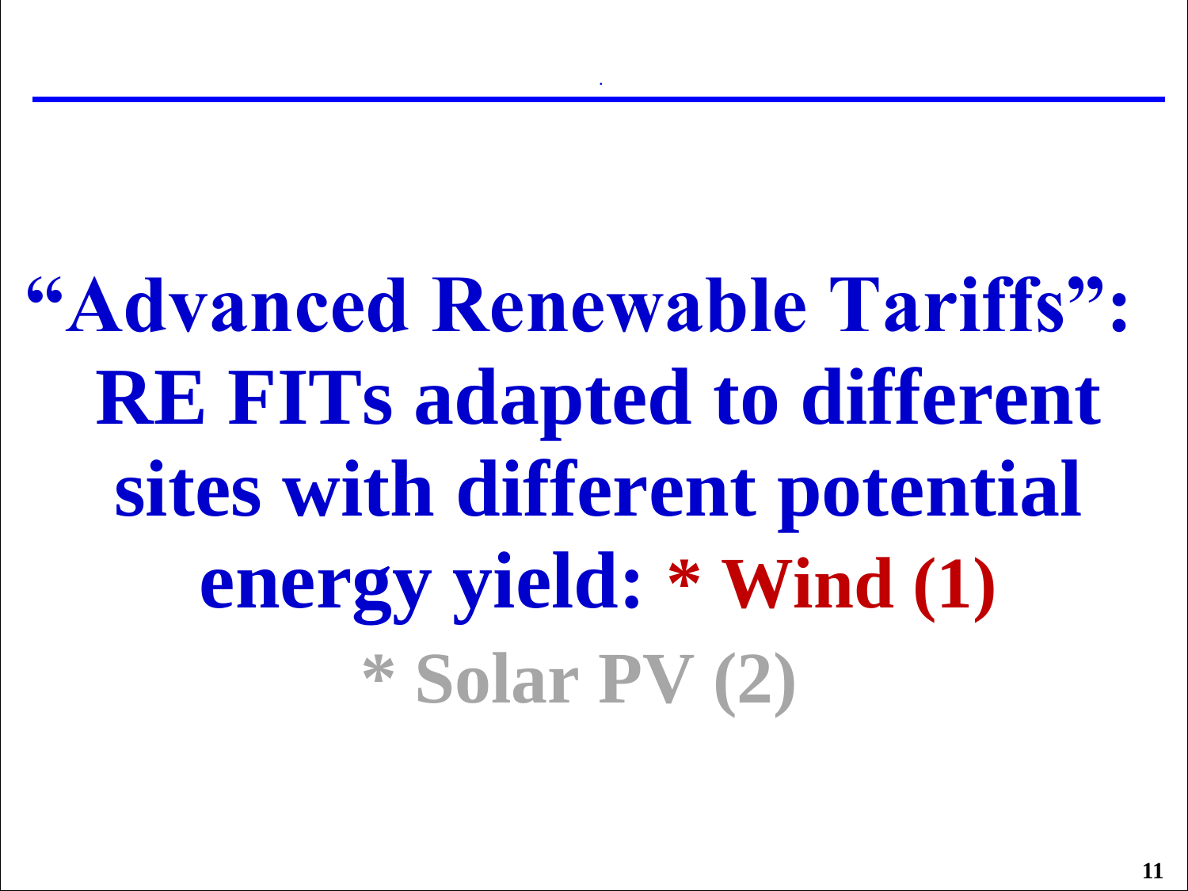# "Advanced Renewable Tariffs": RE FITs adapted to different sites with different potential energy yield: * Wind (1) * Solar PV (2)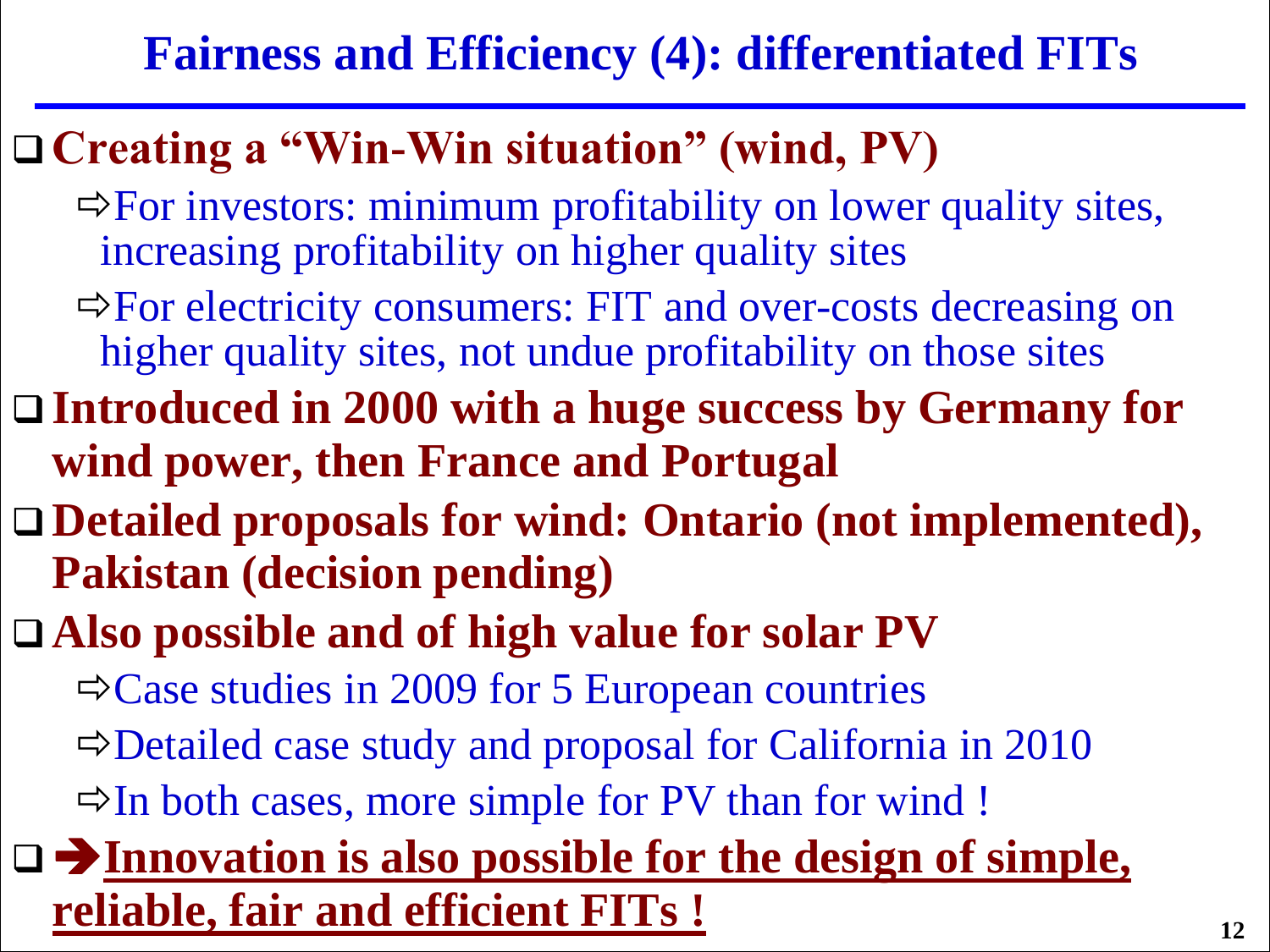# Fairness and Efficiency (4): differentiated FITs

- **Creating a "Win-Win situation" (wind, PV)**
  - ⇨For investors: minimum profitability on lower quality sites, increasing profitability on higher quality sites
  - ⇨For electricity consumers: FIT and over-costs decreasing on higher quality sites, not undue profitability on those sites
- **Introduced in 2000 with a huge success by Germany for wind power, then France and Portugal**
- **Detailed proposals for wind: Ontario (not implemented), Pakistan (decision pending)**
- **Also possible and of high value for solar PV**
  - ⇨Case studies in 2009 for 5 European countries
  - ⇨Detailed case study and proposal for California in 2010
  - ⇨In both cases, more simple for PV than for wind !
- **➔Innovation is also possible for the design of simple, reliable, fair and efficient FITs !**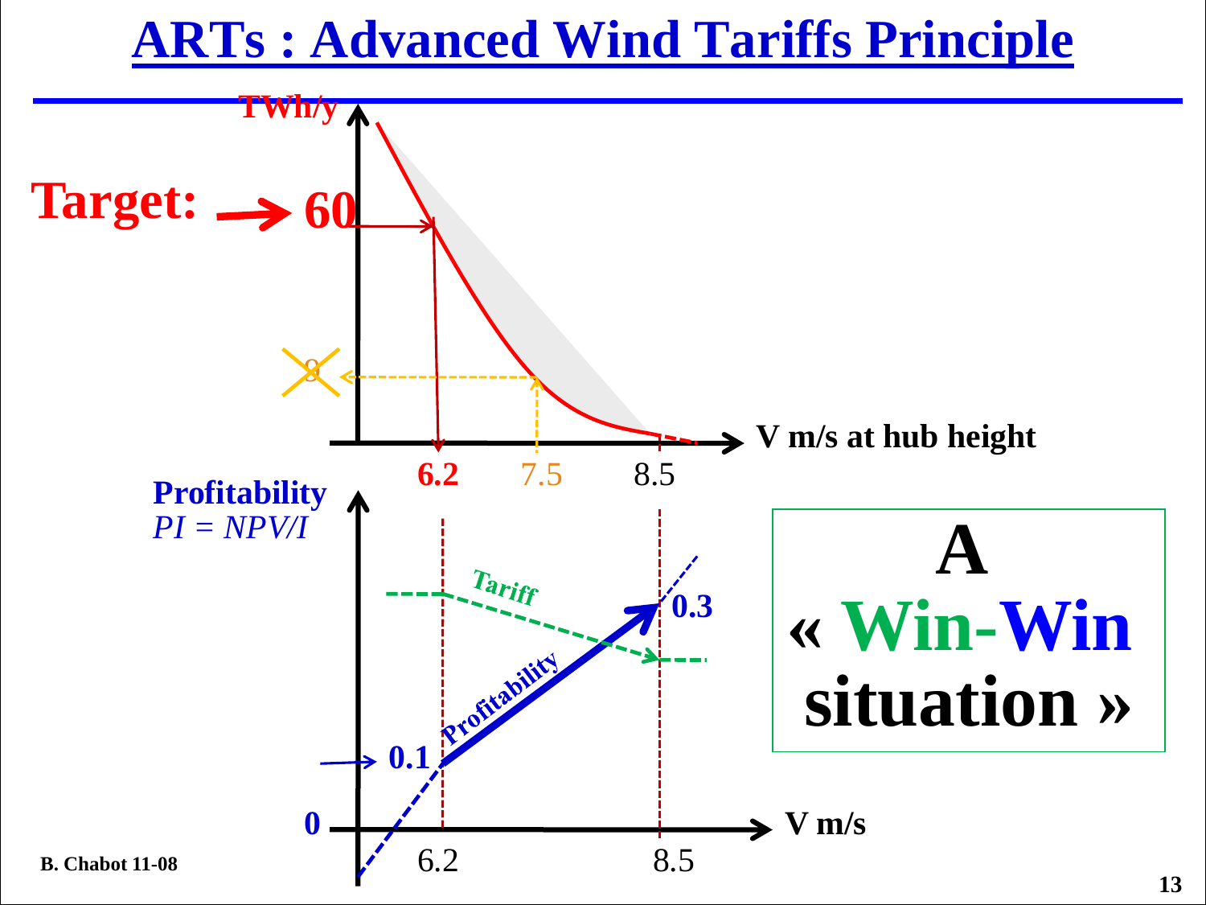# ARTs : Advanced Wind Tariffs Principle

**Target:** → **60** TWh/y

8

V m/s at hub height

**6.2** 7.5 8.5

**Profitability**
*PI = NPV/I*

Tariff

Profitability

0.3

0.1

0

V m/s

6.2 8.5

**A « Win-Win situation »**

B. Chabot 11-08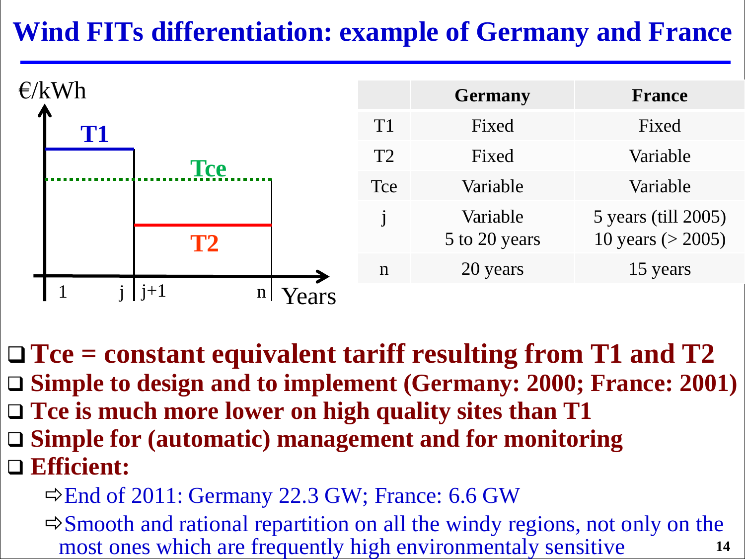# Wind FITs differentiation: example of Germany and France

€/kWh

T1

Tce

T2

1 j j+1 n Years

| | Germany | France |
|---|---|---|
| T1 | Fixed | Fixed |
| T2 | Fixed | Variable |
| Tce | Variable | Variable |
| j | Variable 5 to 20 years | 5 years (till 2005) 10 years (> 2005) |
| n | 20 years | 15 years |

- **Tce = constant equivalent tariff resulting from T1 and T2**
- **Simple to design and to implement (Germany: 2000; France: 2001)**
- **Tce is much more lower on high quality sites than T1**
- **Simple for (automatic) management and for monitoring**
- **Efficient:**
  - ⇨End of 2011: Germany 22.3 GW; France: 6.6 GW
  - ⇨Smooth and rational repartition on all the windy regions, not only on the most ones which are frequently high environmentaly sensitive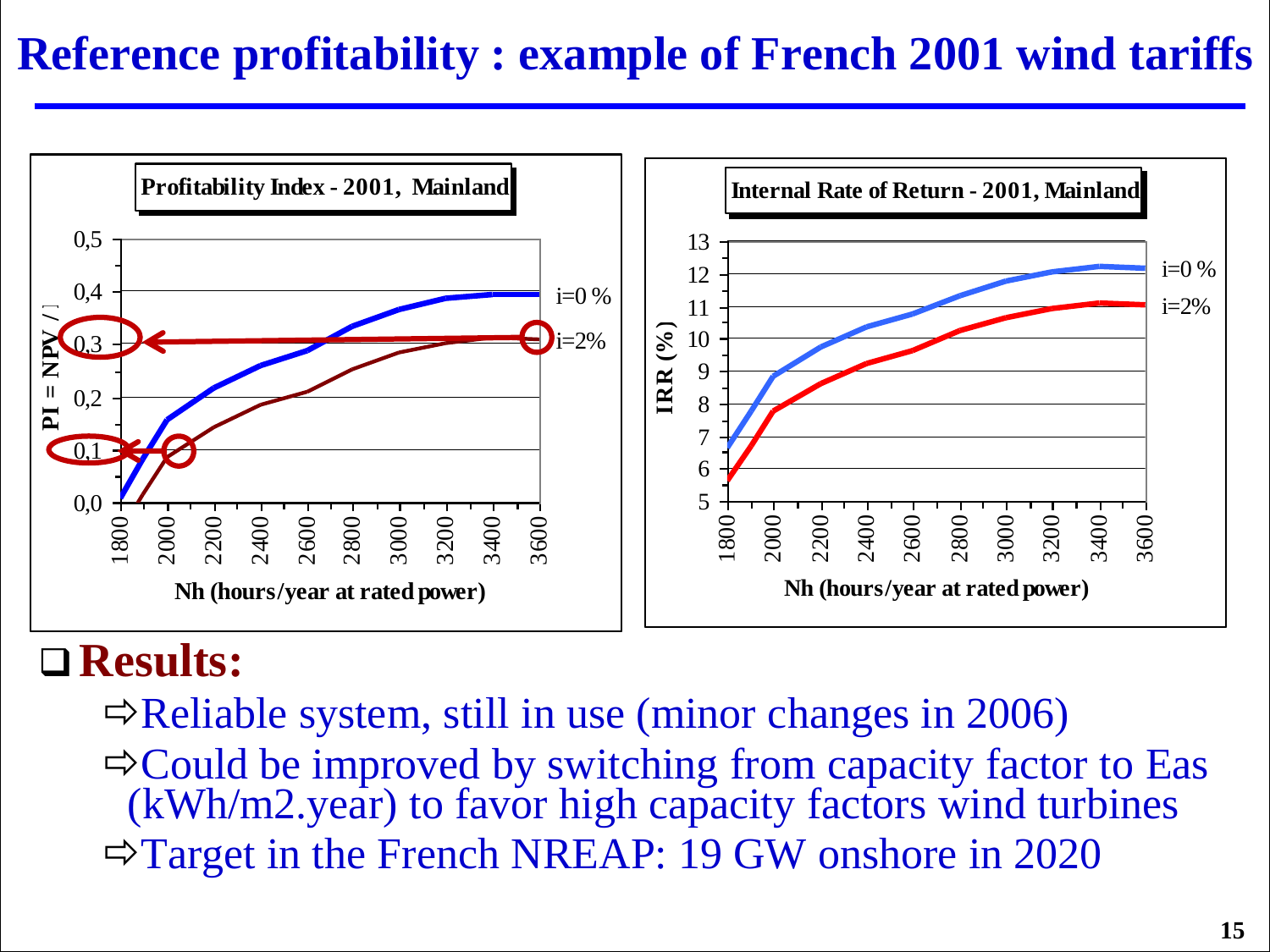# Reference profitability : example of French 2001 wind tariffs

**Profitability Index - 2001, Mainland**

PI = NPV / I vs. Nh (hours/year at rated power), curves for i=0 % and i=2%

**Internal Rate of Return - 2001, Mainland**

IRR (%) vs. Nh (hours/year at rated power), curves for i=0 % and i=2%

## Results:

- ⇨Reliable system, still in use (minor changes in 2006)
- ⇨Could be improved by switching from capacity factor to Eas (kWh/m2.year) to favor high capacity factors wind turbines
- ⇨Target in the French NREAP: 19 GW onshore in 2020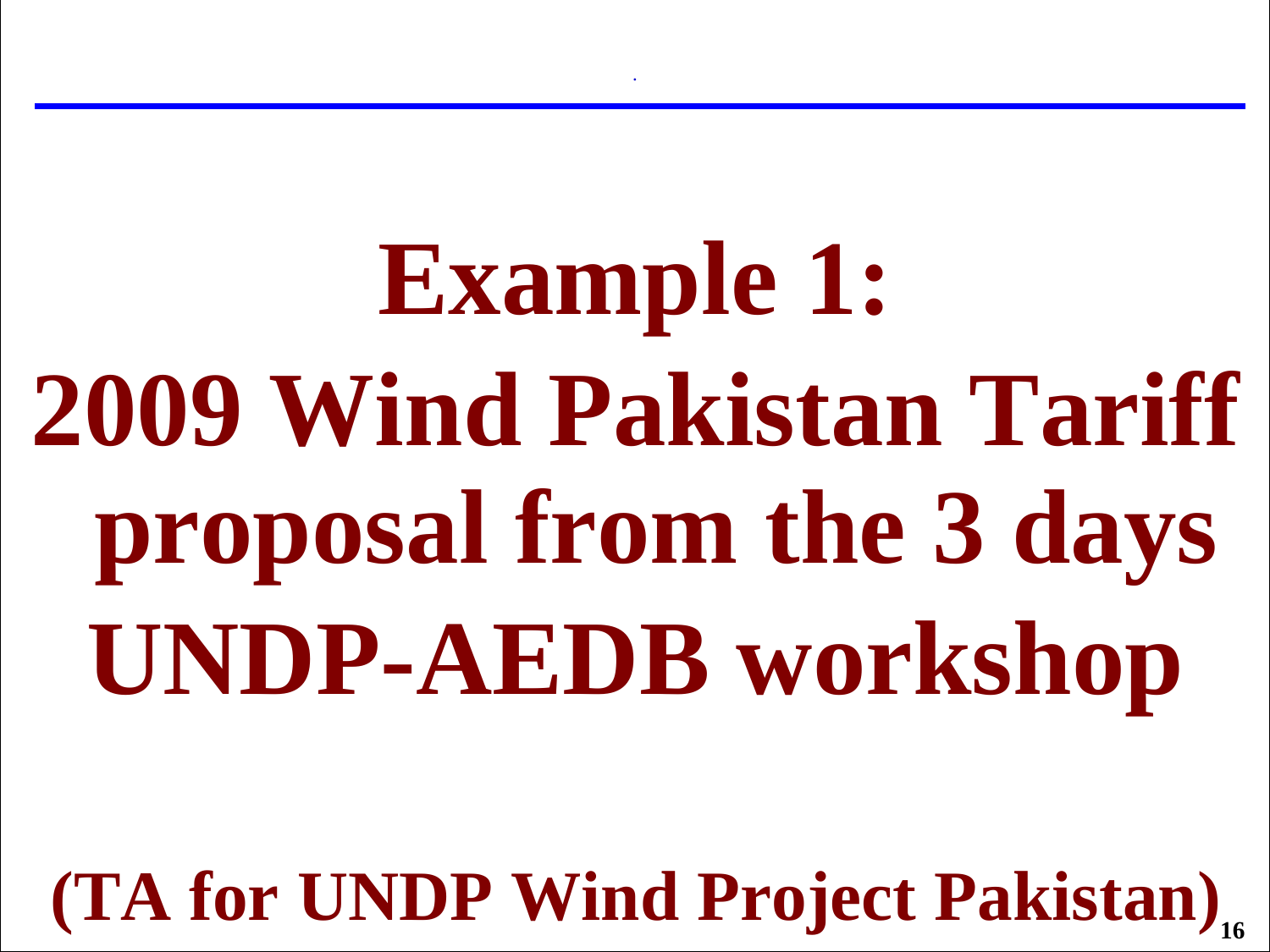# Example 1: 2009 Wind Pakistan Tariff proposal from the 3 days UNDP-AEDB workshop

**(TA for UNDP Wind Project Pakistan)**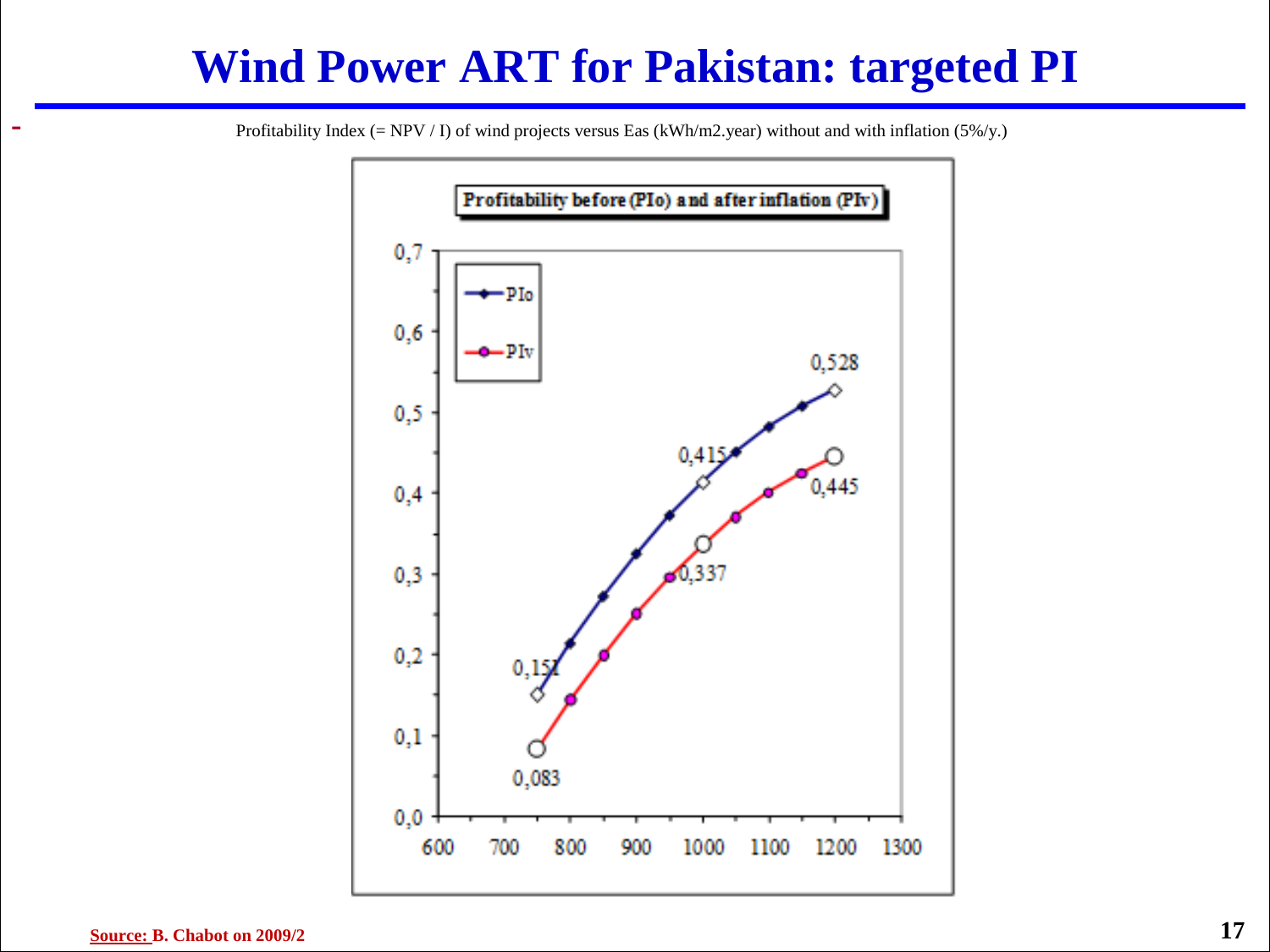# Wind Power ART for Pakistan: targeted PI

Profitability Index (= NPV / I) of wind projects versus Eas (kWh/m2.year) without and with inflation (5%/y.)

**Profitability before (PIo) and after inflation (PIv)**

| Eas (kWh/m2.year) | PIo | PIv |
|---|---|---|
| 750 | 0,151 | 0,083 |
| 1000 | 0,415 | 0,337 |
| 1200 | 0,528 | 0,445 |

Source: B. Chabot on 2009/2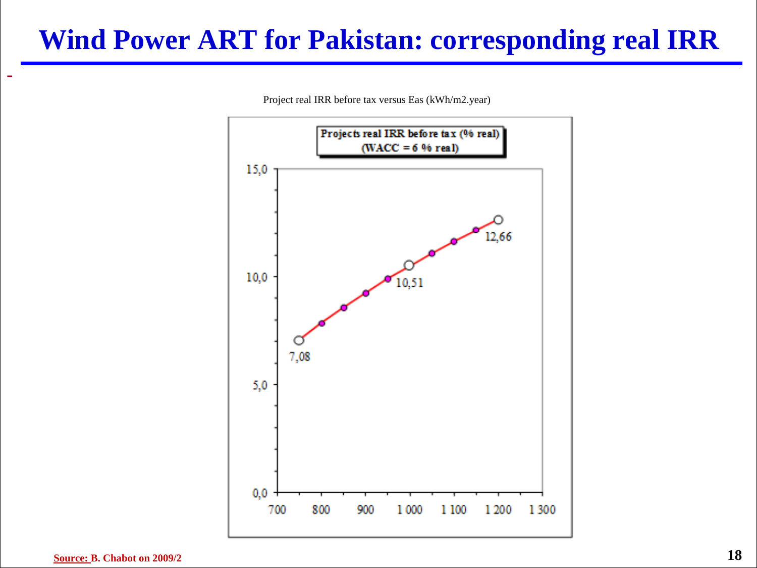# Wind Power ART for Pakistan: corresponding real IRR

-

Project real IRR before tax versus Eas (kWh/m2.year)

**Projects real IRR before tax (% real)**
**(WACC = 6 % real)**

| Eas (kWh/m2.year) | Projects real IRR before tax (% real) |
|---|---|
| 750 | 7,08 |
| 1 000 | 10,51 |
| 1 200 | 12,66 |

Source: B. Chabot on 2009/2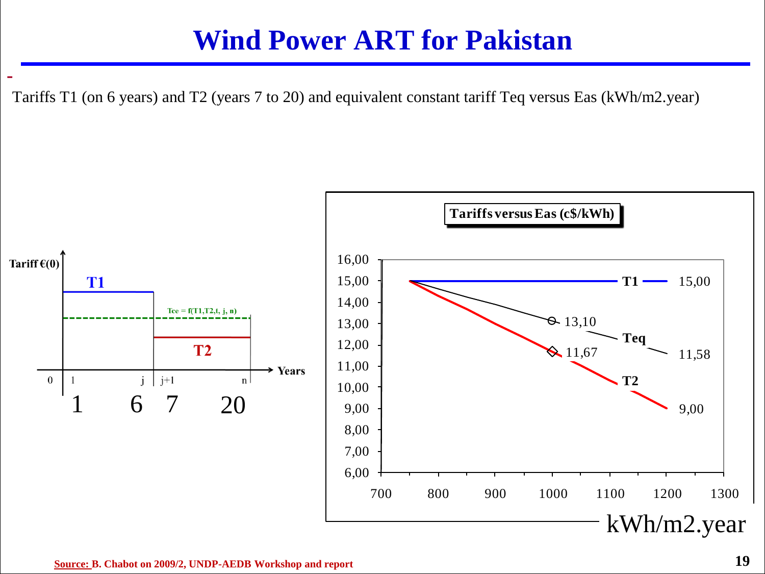# Wind Power ART for Pakistan

-

Tariffs T1 (on 6 years) and T2 (years 7 to 20) and equivalent constant tariff Teq versus Eas (kWh/m2.year)

Tariff €(0)

T1

Tce = f(T1,T2,t, j, n)

T2

Years

0 | 1 | j | j+1 | n

1 6 7 20

**Tariffs versus Eas (c$/kWh)**

16,00
15,00
14,00
13,00
12,00
11,00
10,00
9,00
8,00
7,00
6,00

700 800 900 1000 1100 1200 1300

T1 15,00

13,10

Teq 11,58

11,67

T2 9,00

kWh/m2.year

Source: B. Chabot on 2009/2, UNDP-AEDB Workshop and report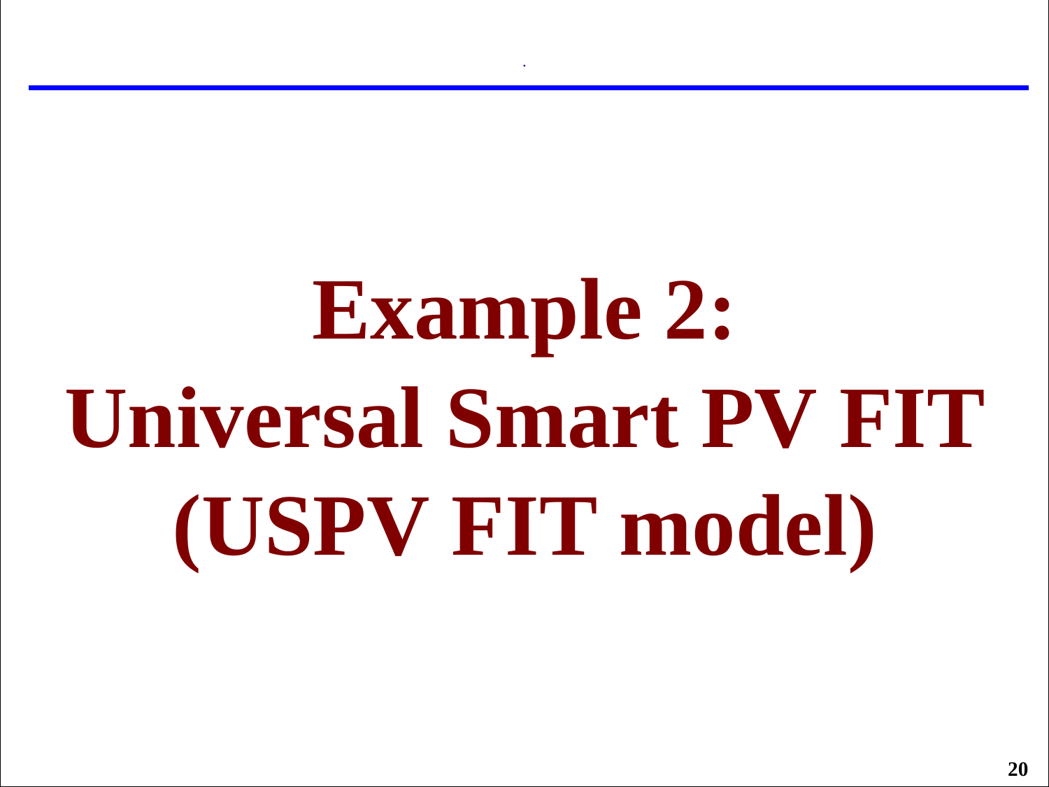# Example 2:
# Universal Smart PV FIT
# (USPV FIT model)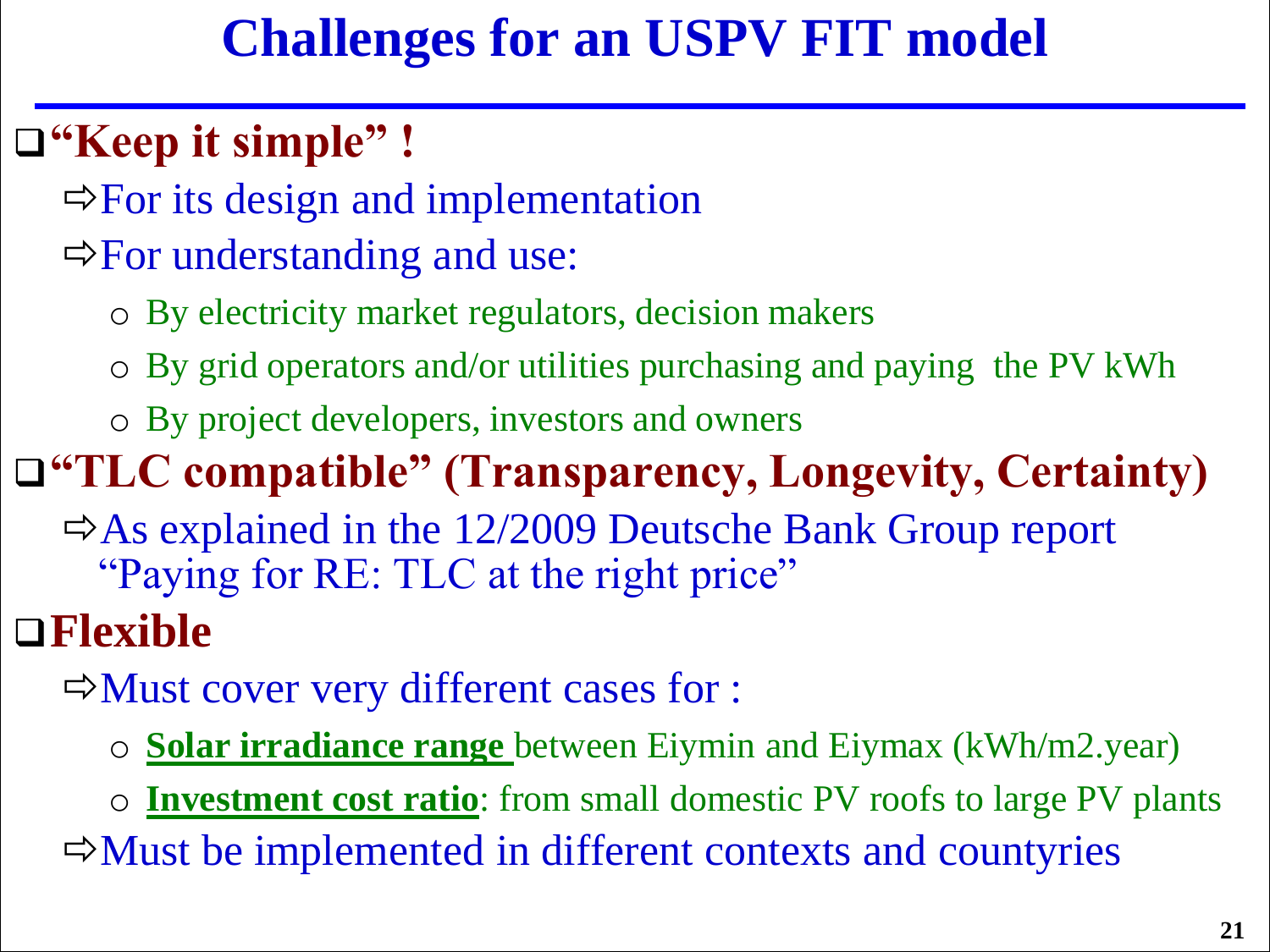# Challenges for an USPV FIT model

- **"Keep it simple" !**
  - ⇨ For its design and implementation
  - ⇨ For understanding and use:
    - By electricity market regulators, decision makers
    - By grid operators and/or utilities purchasing and paying the PV kWh
    - By project developers, investors and owners
- **"TLC compatible" (Transparency, Longevity, Certainty)**
  - ⇨ As explained in the 12/2009 Deutsche Bank Group report "Paying for RE: TLC at the right price"
- **Flexible**
  - ⇨ Must cover very different cases for :
    - **Solar irradiance range** between Eiymin and Eiymax (kWh/m2.year)
    - **Investment cost ratio**: from small domestic PV roofs to large PV plants
  - ⇨ Must be implemented in different contexts and countyries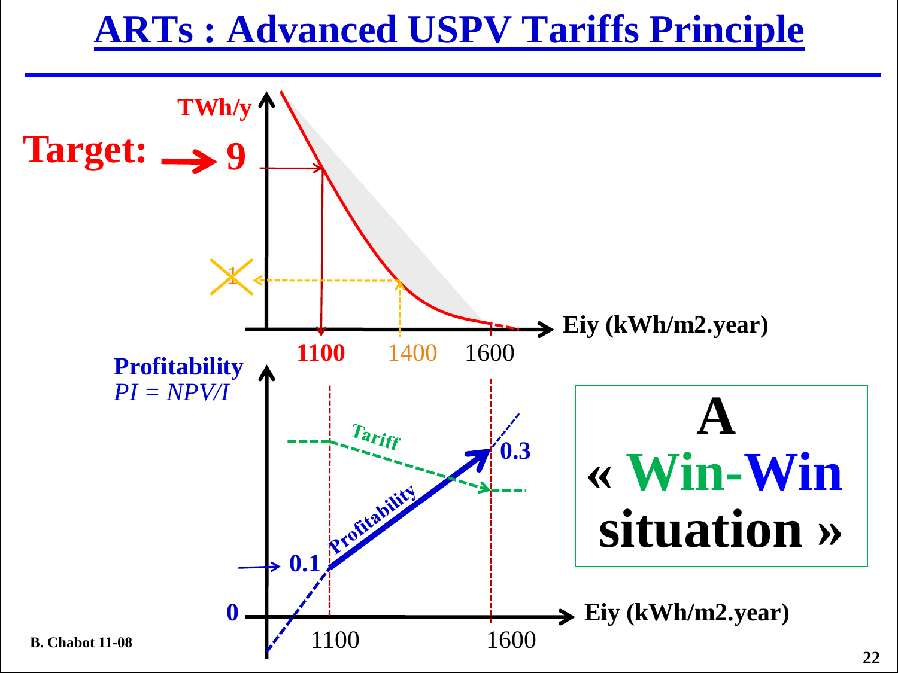# ARTs : Advanced USPV Tariffs Principle

**Target:** → **9**

TWh/y

1

**1100** 1400 1600

**Eiy (kWh/m2.year)**

**Profitability**
*PI = NPV/I*

Tariff

Profitability

0.3

0.1

0

1100 1600

**Eiy (kWh/m2.year)**

**A « Win-Win situation »**

B. Chabot 11-08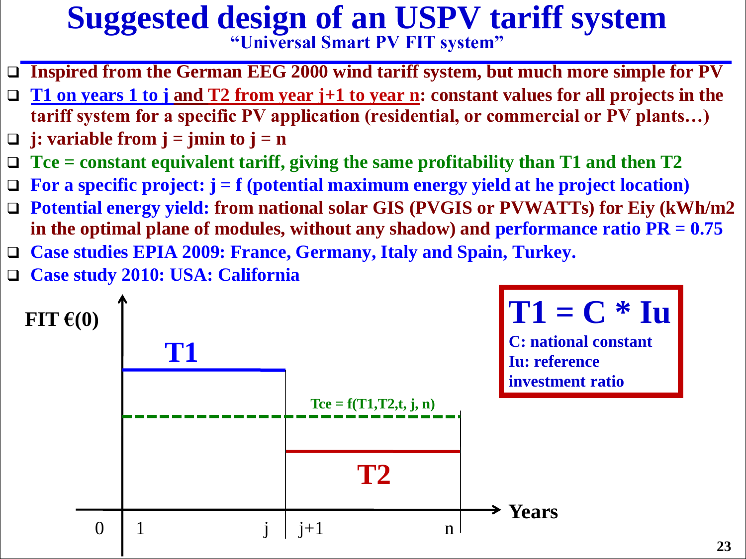# Suggested design of an USPV tariff system

### "Universal Smart PV FIT system"

- Inspired from the German EEG 2000 wind tariff system, but much more simple for PV
- T1 on years 1 to j and T2 from year j+1 to year n: constant values for all projects in the tariff system for a specific PV application (residential, or commercial or PV plants…)
- j: variable from j = jmin to j = n
- Tce = constant equivalent tariff, giving the same profitability than T1 and then T2
- For a specific project: j = f (potential maximum energy yield at he project location)
- Potential energy yield: from national solar GIS (PVGIS or PVWATTs) for Eiy (kWh/m2 in the optimal plane of modules, without any shadow) and performance ratio PR = 0.75
- Case studies EPIA 2009: France, Germany, Italy and Spain, Turkey.
- Case study 2010: USA: California

FIT €(0)

T1

Tce = f(T1,T2,t, j, n)

T2

Years

0 | 1 | j | j+1 | n

**T1 = C * Iu**

C: national constant
Iu: reference investment ratio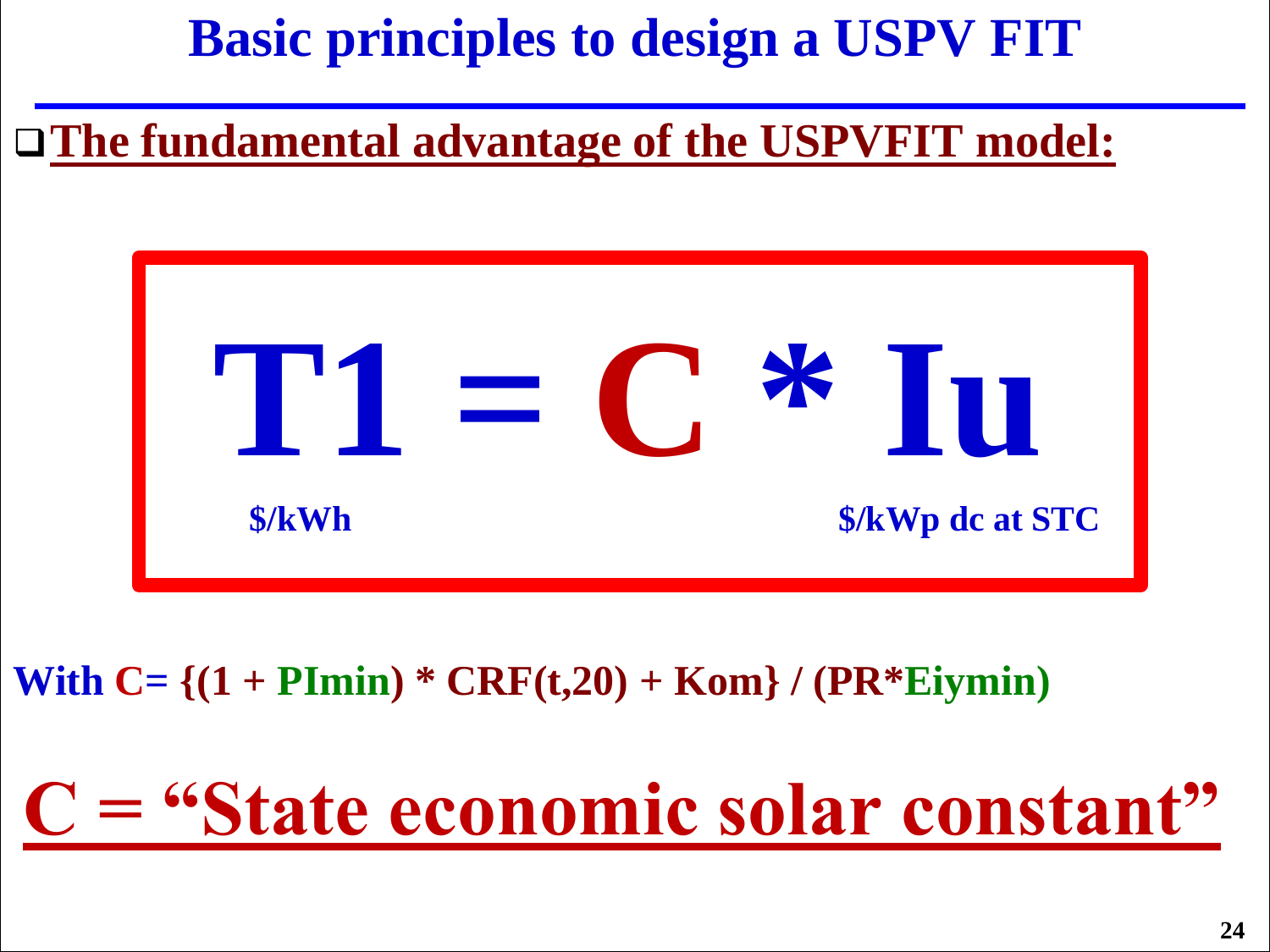# Basic principles to design a USPV FIT

- **The fundamental advantage of the USPVFIT model:**

$$T1 = C * Iu$$

$/kWh — $/kWp dc at STC

**With C= {(1 + PImin) * CRF(t,20) + Kom} / (PR*Eiymin)**

## C = "State economic solar constant"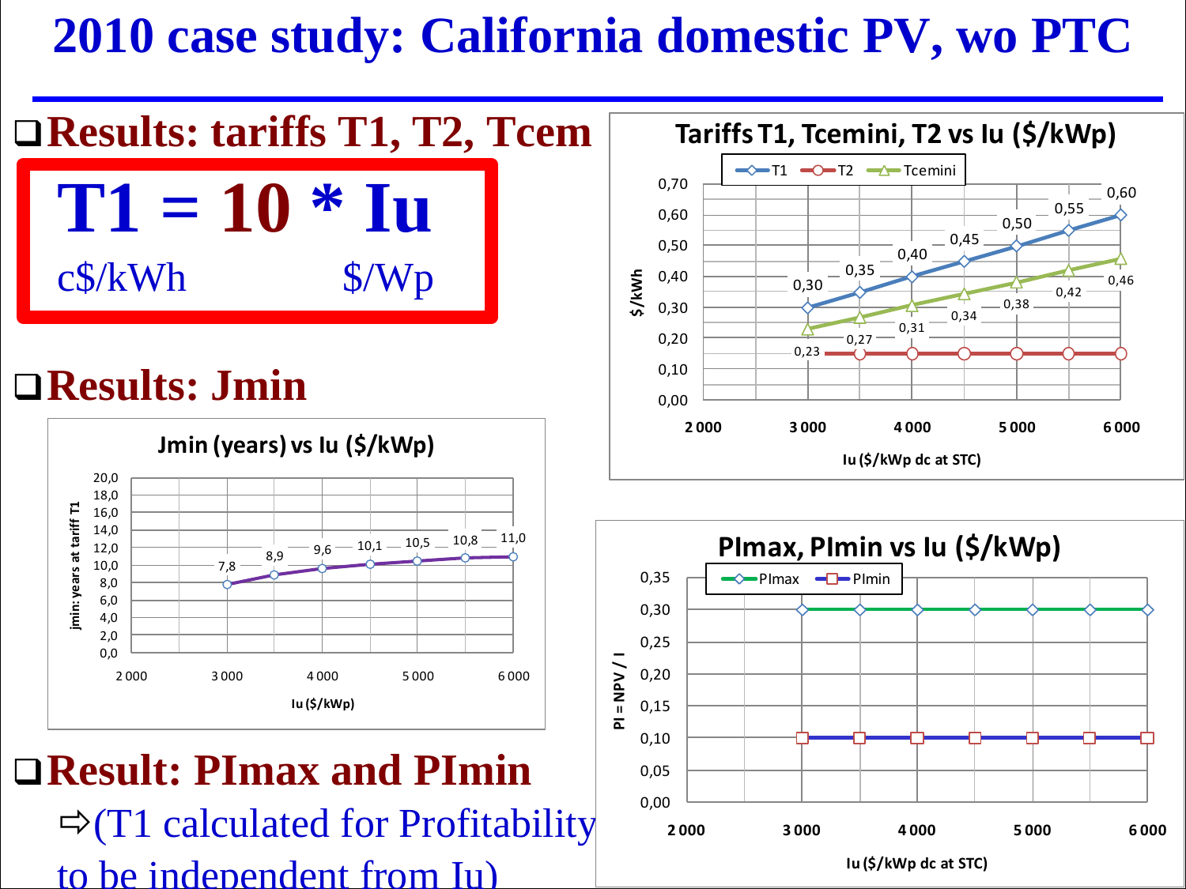# 2010 case study: California domestic PV, wo PTC

- **Results: tariffs T1, T2, Tcem**

**T1 = 10 * Iu**

c$/kWh $/Wp

**Tariffs T1, Tcemini, T2 vs Iu ($/kWp)**

| Iu ($/kWp dc at STC) | T1 ($/kWh) | T2 ($/kWh) | Tcemini ($/kWh) |
|---|---|---|---|
| 3 000 | 0,30 | | 0,23 |
| 3 500 | 0,35 | | 0,27 |
| 4 000 | 0,40 | | 0,31 |
| 4 500 | 0,45 | | 0,34 |
| 5 000 | 0,50 | | 0,38 |
| 5 500 | 0,55 | | 0,42 |
| 6 000 | 0,60 | | 0,46 |

- **Results: Jmin**

**Jmin (years) vs Iu ($/kWp)**

| Iu ($/kWp) | jmin: years at tariff T1 |
|---|---|
| 3 000 | 7,8 |
| 3 500 | 8,9 |
| 4 000 | 9,6 |
| 4 500 | 10,1 |
| 5 000 | 10,5 |
| 5 500 | 10,8 |
| 6 000 | 11,0 |

- **Result: PImax and PImin**
  - ⇨(T1 calculated for Profitability to be independent from Iu)

**PImax, PImin vs Iu ($/kWp)**

| Iu ($/kWp dc at STC) | PImax (PI = NPV / I) | PImin (PI = NPV / I) |
|---|---|---|
| 3 000 | 0,30 | 0,10 |
| 3 500 | 0,30 | 0,10 |
| 4 000 | 0,30 | 0,10 |
| 4 500 | 0,30 | 0,10 |
| 5 000 | 0,30 | 0,10 |
| 5 500 | 0,30 | 0,10 |
| 6 000 | 0,30 | 0,10 |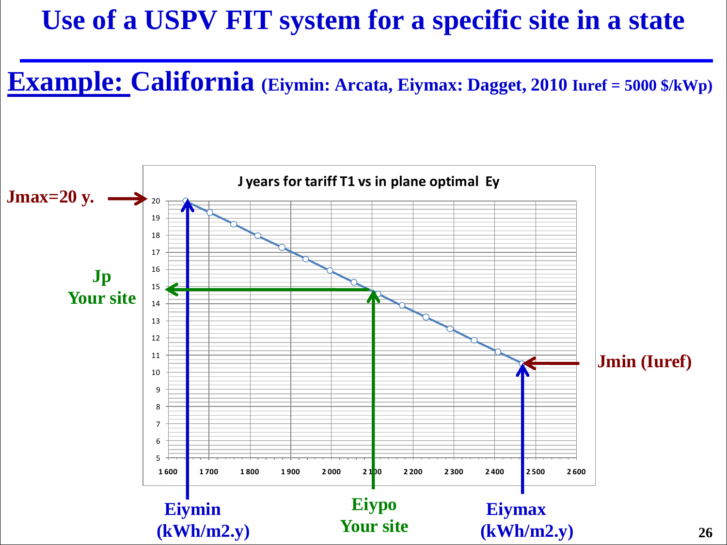# Use of a USPV FIT system for a specific site in a state

## Example: California (Eiymin: Arcata, Eiymax: Dagget, 2010 Iuref = 5000 $/kWp)

**J years for tariff T1 vs in plane optimal Ey**

**Jmax=20 y.**

**Jp Your site**

**Jmin (Iuref)**

**Eiymin (kWh/m2.y)**

**Eiypo Your site**

**Eiymax (kWh/m2.y)**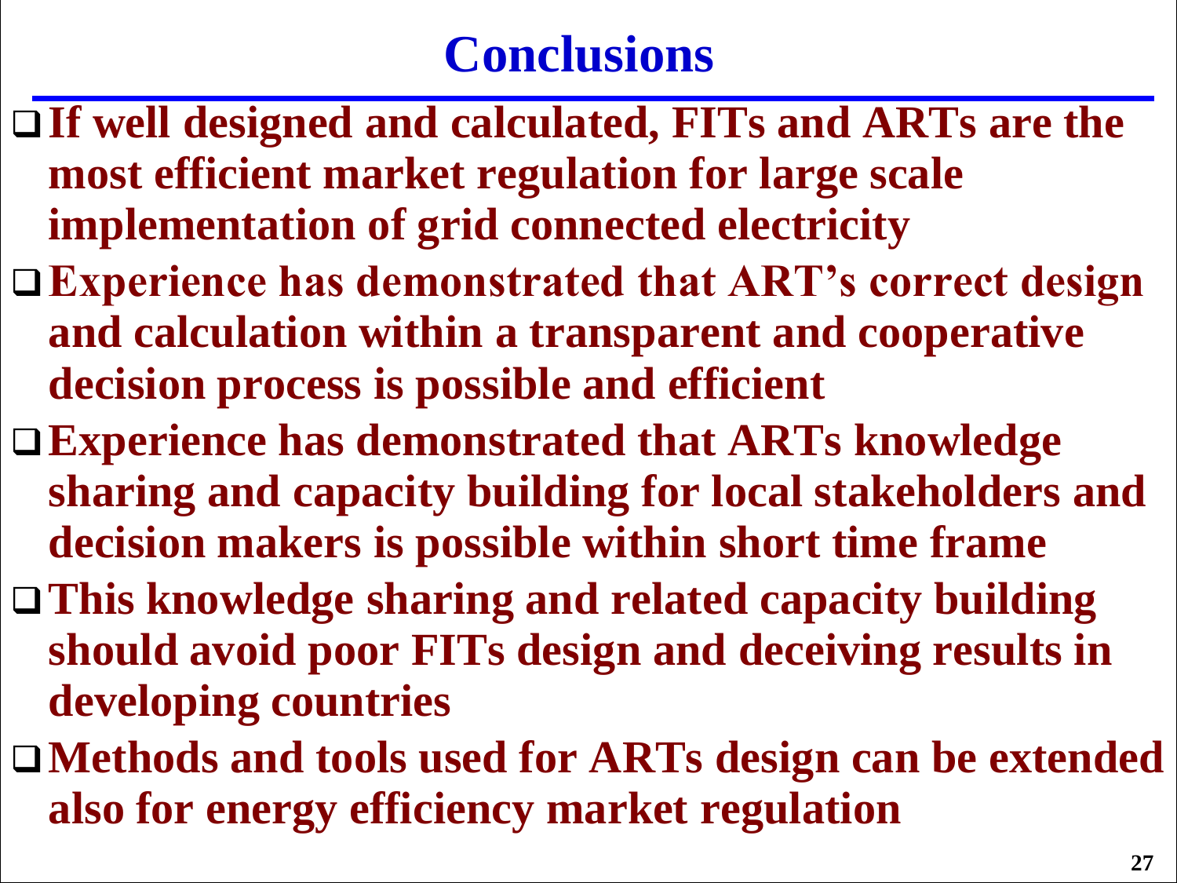# Conclusions

- **If well designed and calculated, FITs and ARTs are the most efficient market regulation for large scale implementation of grid connected electricity**
- **Experience has demonstrated that ART's correct design and calculation within a transparent and cooperative decision process is possible and efficient**
- **Experience has demonstrated that ARTs knowledge sharing and capacity building for local stakeholders and decision makers is possible within short time frame**
- **This knowledge sharing and related capacity building should avoid poor FITs design and deceiving results in developing countries**
- **Methods and tools used for ARTs design can be extended also for energy efficiency market regulation**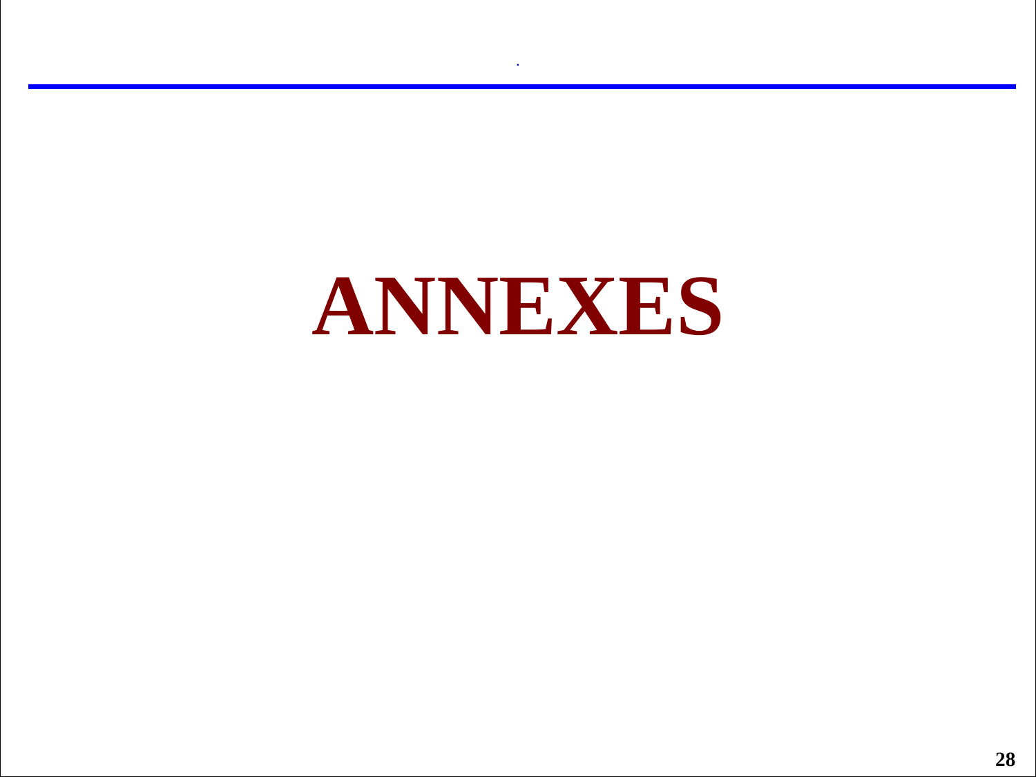# ANNEXES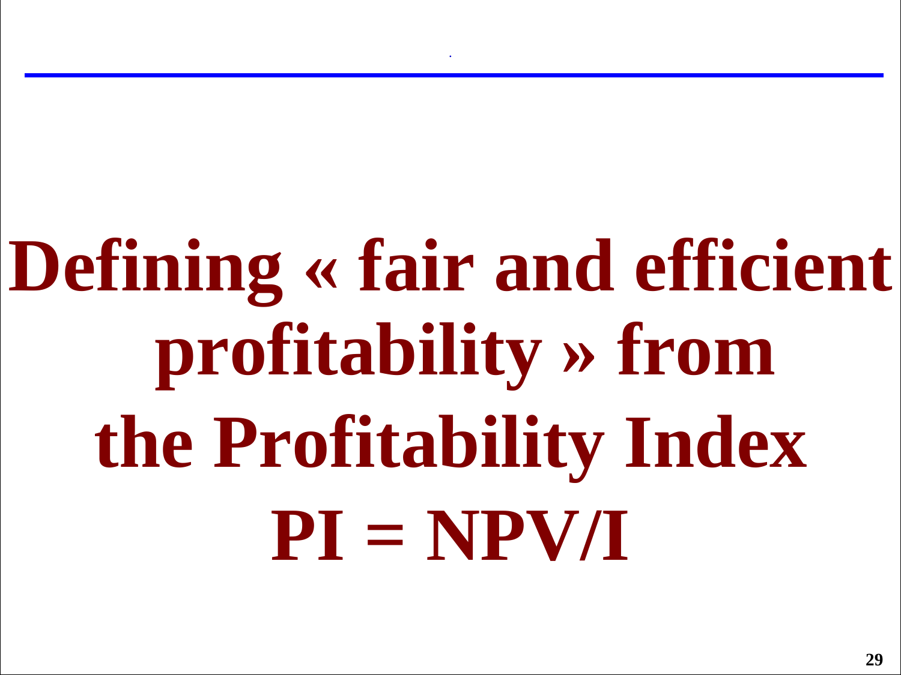# Defining « fair and efficient profitability » from the Profitability Index

# $PI = NPV/I$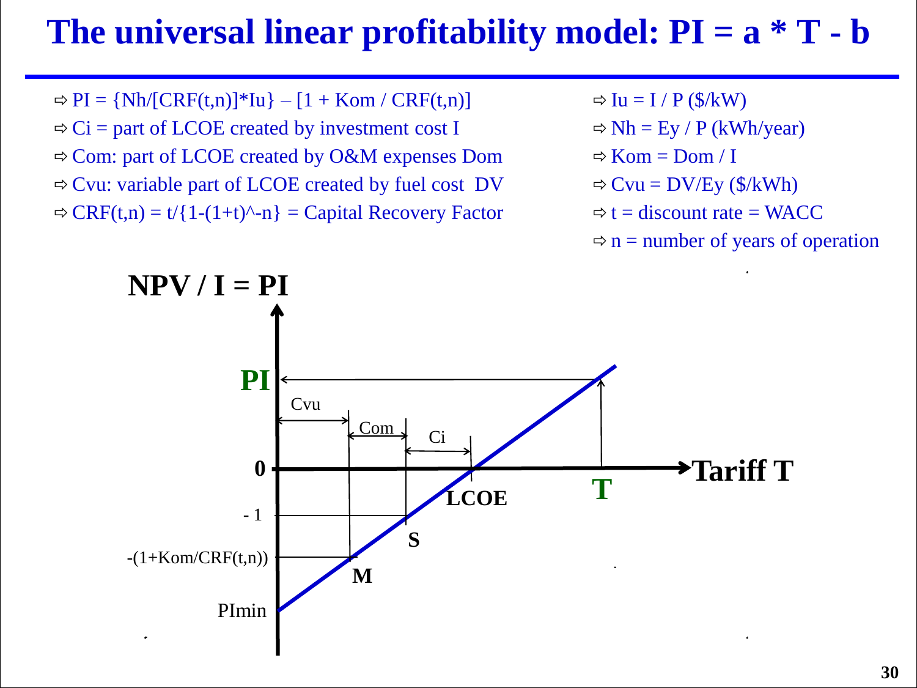# The universal linear profitability model: PI = a * T - b

- ⇨ $PI = \{Nh/[CRF(t,n)]*Iu\} – [1 + Kom / CRF(t,n)]$
- ⇨ Ci = part of LCOE created by investment cost I
- ⇨ Com: part of LCOE created by O&M expenses Dom
- ⇨ Cvu: variable part of LCOE created by fuel cost DV
- ⇨ $CRF(t,n) = t/\{1-(1+t)^{-n}\}$ = Capital Recovery Factor

- ⇨ Iu = I / P ($/kW)
- ⇨ Nh = Ey / P (kWh/year)
- ⇨ Kom = Dom / I
- ⇨ Cvu = DV/Ey ($/kWh)
- ⇨ t = discount rate = WACC
- ⇨ n = number of years of operation

**NPV / I = PI**

PI, Cvu, Com, Ci, 0, - 1, -(1+Kom/CRF(t,n)), PImin, LCOE, S, M, T, **Tariff T**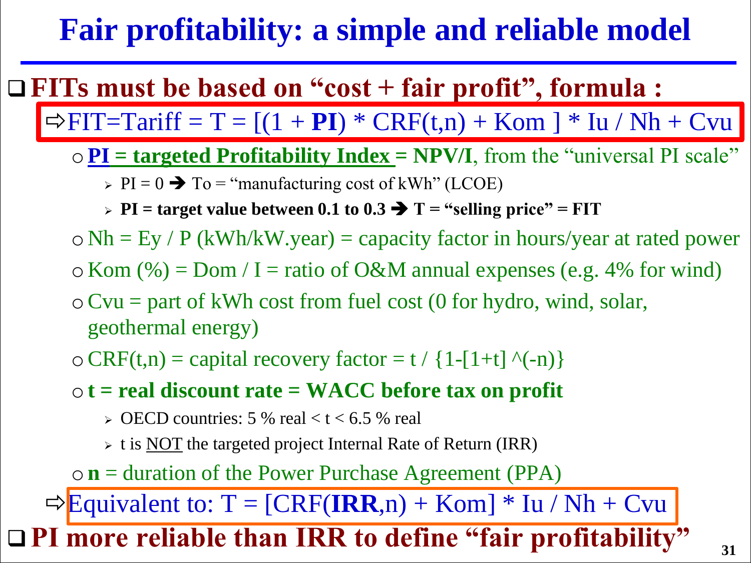# Fair profitability: a simple and reliable model

- **FITs must be based on "cost + fair profit", formula :**
  - ⇨ FIT=Tariff = T = [(1 + **PI**) * CRF(t,n) + Kom ] * Iu / Nh + Cvu
    - **PI = targeted Profitability Index = NPV/I**, from the "universal PI scale"
      - PI = 0 ➔ To = "manufacturing cost of kWh" (LCOE)
      - **PI = target value between 0.1 to 0.3 ➔ T = "selling price" = FIT**
    - Nh = Ey / P (kWh/kW.year) = capacity factor in hours/year at rated power
    - Kom (%) = Dom / I = ratio of O&M annual expenses (e.g. 4% for wind)
    - Cvu = part of kWh cost from fuel cost (0 for hydro, wind, solar, geothermal energy)
    - CRF(t,n) = capital recovery factor = t / {1-[1+t] ^(-n)}
    - **t = real discount rate = WACC before tax on profit**
      - OECD countries: 5 % real < t < 6.5 % real
      - t is NOT the targeted project Internal Rate of Return (IRR)
    - **n** = duration of the Power Purchase Agreement (PPA)
  - ⇨ Equivalent to: T = [CRF(**IRR**,n) + Kom] * Iu / Nh + Cvu
- **PI more reliable than IRR to define "fair profitability"**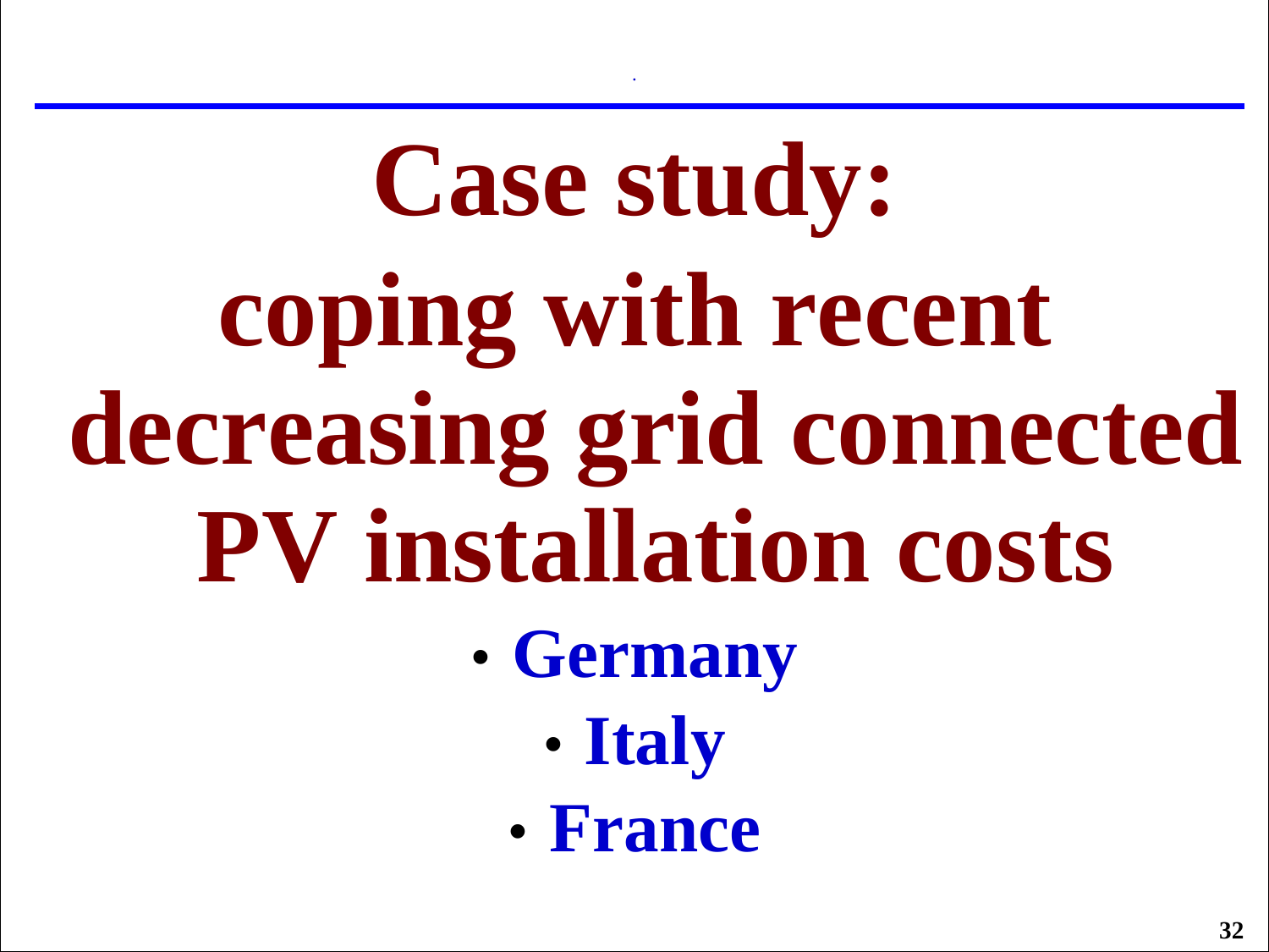# Case study: coping with recent decreasing grid connected PV installation costs

- **Germany**
- **Italy**
- **France**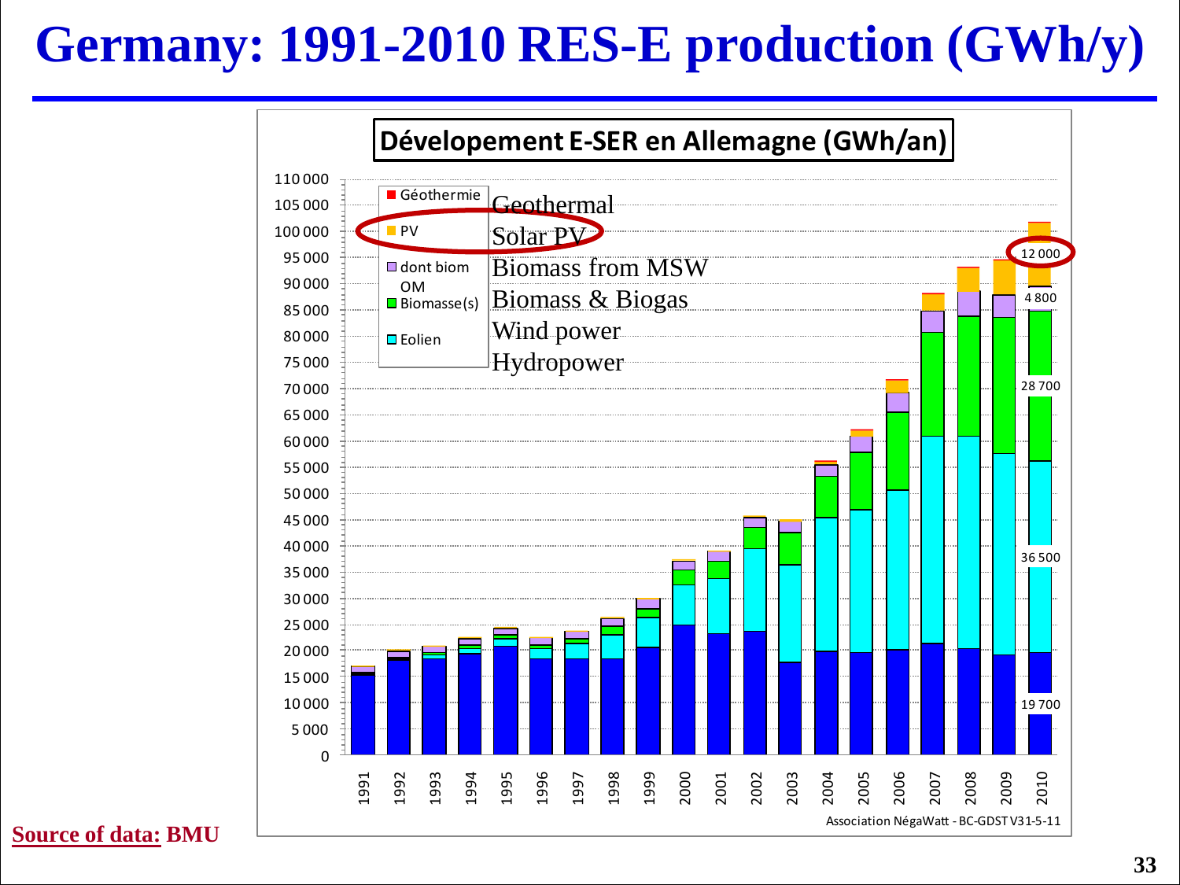# Germany: 1991-2010 RES-E production (GWh/y)

**Dévelopement E-SER en Allemagne (GWh/an)**

| Legend (French) | English |
|---|---|
| Géothermie | Geothermal |
| PV | Solar PV |
| dont biom OM | Biomass from MSW |
| Biomasse(s) | Biomass & Biogas |
| Eolien | Wind power |
| | Hydropower |

2010 values: 12 000 (Solar PV); 4 800 (Biomass from MSW); 28 700 (Biomass & Biogas); 36 500 (Wind power); 19 700 (Hydropower)

Years: 1991, 1992, 1993, 1994, 1995, 1996, 1997, 1998, 1999, 2000, 2001, 2002, 2003, 2004, 2005, 2006, 2007, 2008, 2009, 2010

Y-axis: 0 – 110 000

Association NégaWatt - BC-GDST V31-5-11

**Source of data: BMU**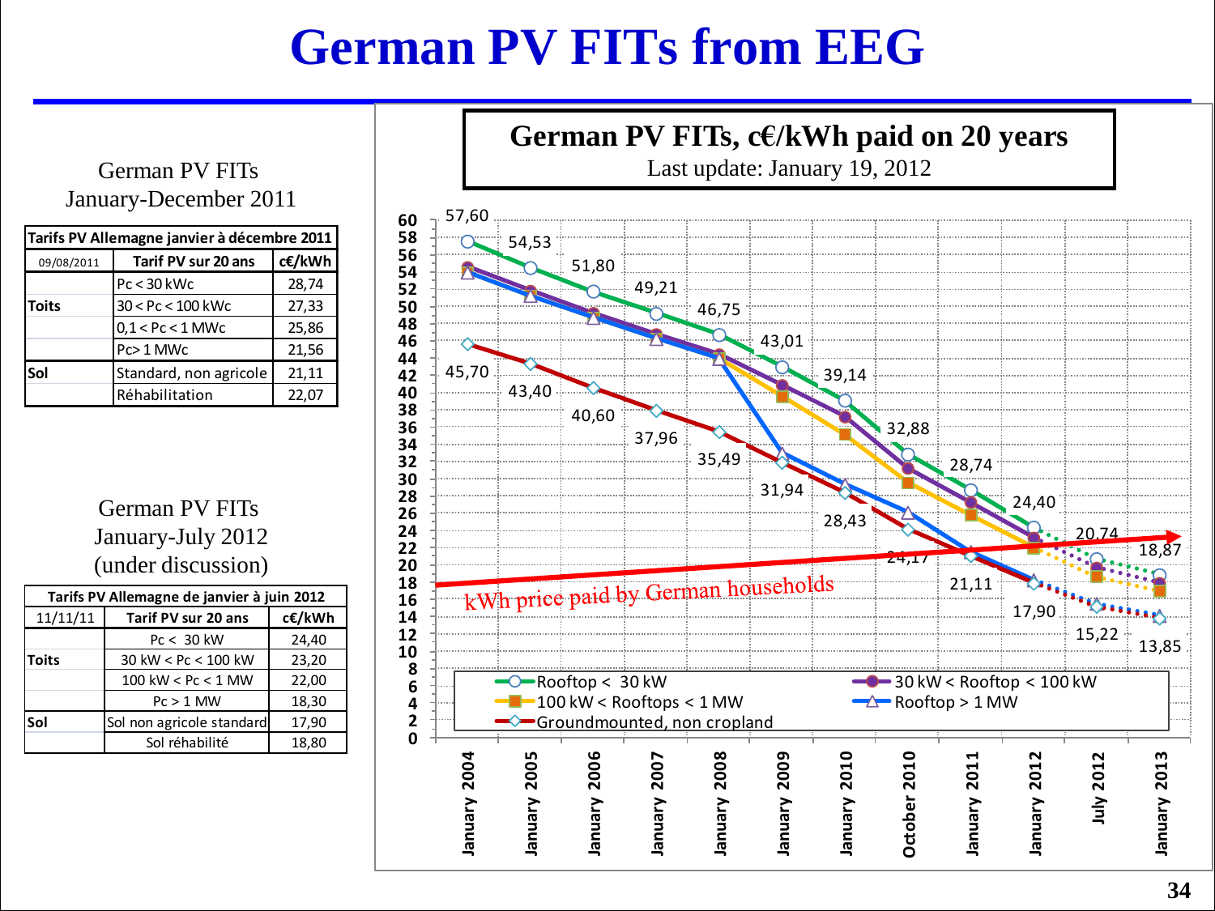# German PV FITs from EEG

German PV FITs
January-December 2011

| Tarifs PV Allemagne janvier à décembre 2011 | | |
|---|---|---|
| 09/08/2011 | Tarif PV sur 20 ans | c€/kWh |
| Toits | Pc < 30 kWc | 28,74 |
| | 30 < Pc < 100 kWc | 27,33 |
| | 0,1 < Pc < 1 MWc | 25,86 |
| | Pc> 1 MWc | 21,56 |
| Sol | Standard, non agricole | 21,11 |
| | Réhabilitation | 22,07 |

German PV FITs
January-July 2012
(under discussion)

| Tarifs PV Allemagne de janvier à juin 2012 | | |
|---|---|---|
| 11/11/11 | Tarif PV sur 20 ans | c€/kWh |
| Toits | Pc < 30 kW | 24,40 |
| | 30 kW < Pc < 100 kW | 23,20 |
| | 100 kW < Pc < 1 MW | 22,00 |
| | Pc > 1 MW | 18,30 |
| Sol | Sol non agricole standard | 17,90 |
| | Sol réhabilité | 18,80 |

**German PV FITs, c€/kWh paid on 20 years**
Last update: January 19, 2012

| | Rooftop < 30 kW | Groundmounted, non cropland |
|---|---|---|
| January 2004 | 57,60 | 45,70 |
| January 2005 | 54,53 | 43,40 |
| January 2006 | 51,80 | 40,60 |
| January 2007 | 49,21 | 37,96 |
| January 2008 | 46,75 | 35,49 |
| January 2009 | 43,01 | 31,94 |
| January 2010 | 39,14 | 28,43 |
| October 2010 | 32,88 | 24,17 |
| January 2011 | 28,74 | 21,11 |
| January 2012 | 24,40 | 17,90 |
| July 2012 | 20,74 | 15,22 |
| January 2013 | 18,87 | 13,85 |

Legend: Rooftop < 30 kW; 30 kW < Rooftop < 100 kW; 100 kW < Rooftops < 1 MW; Rooftop > 1 MW; Groundmounted, non cropland

kWh price paid by German households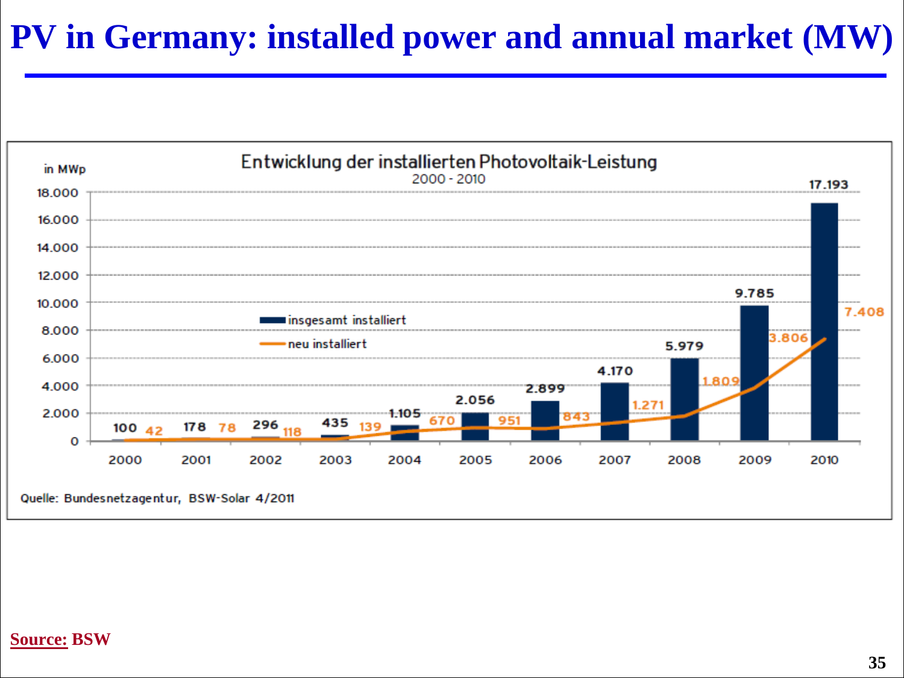# PV in Germany: installed power and annual market (MW)

Entwicklung der installierten Photovoltaik-Leistung
2000 - 2010

in MWp

| Jahr | insgesamt installiert | neu installiert |
| --- | --- | --- |
| 2000 | 100 | 42 |
| 2001 | 178 | 78 |
| 2002 | 296 | 118 |
| 2003 | 435 | 139 |
| 2004 | 1.105 | 670 |
| 2005 | 2.056 | 951 |
| 2006 | 2.899 | 843 |
| 2007 | 4.170 | 1.271 |
| 2008 | 5.979 | 1.809 |
| 2009 | 9.785 | 3.806 |
| 2010 | 17.193 | 7.408 |

Quelle: Bundesnetzagentur, BSW-Solar 4/2011

Source: BSW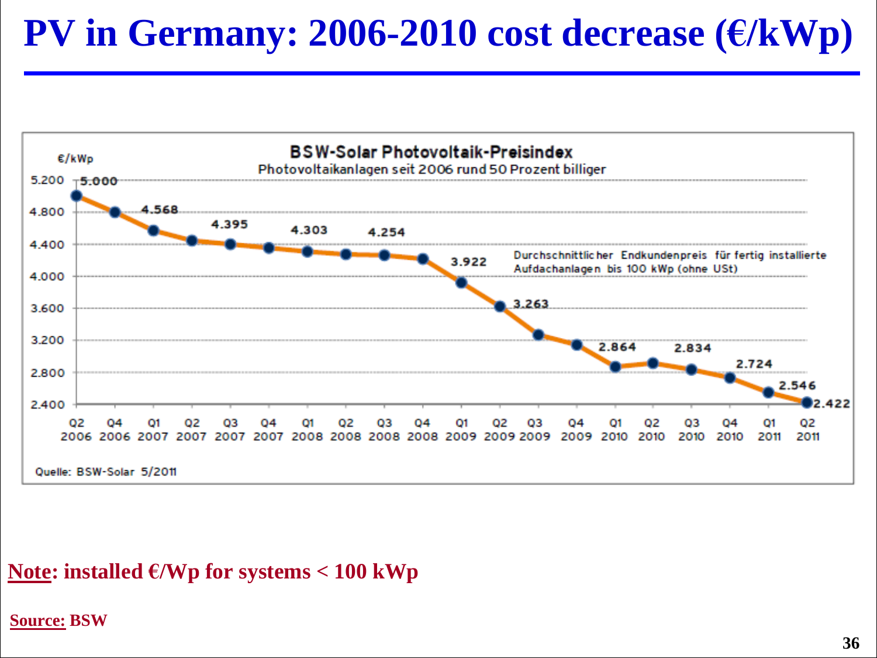# PV in Germany: 2006-2010 cost decrease (€/kWp)

**BSW-Solar Photovoltaik-Preisindex**

Photovoltaikanlagen seit 2006 rund 50 Prozent billiger

€/kWp

Durchschnittlicher Endkundenpreis für fertig installierte Aufdachanlagen bis 100 kWp (ohne USt)

| Quarter | €/kWp |
|---|---|
| Q2 2006 | 5.000 |
| Q1 2007 | 4.568 |
| Q3 2007 | 4.395 |
| Q1 2008 | 4.303 |
| Q3 2008 | 4.254 |
| Q1 2009 | 3.922 |
| Q2 2009 | 3.263 |
| Q1 2010 | 2.864 |
| Q3 2010 | 2.834 |
| Q4 2010 | 2.724 |
| Q1 2011 | 2.546 |
| Q2 2011 | 2.422 |

Quelle: BSW-Solar 5/2011

**Note: installed €/Wp for systems < 100 kWp**

**Source: BSW**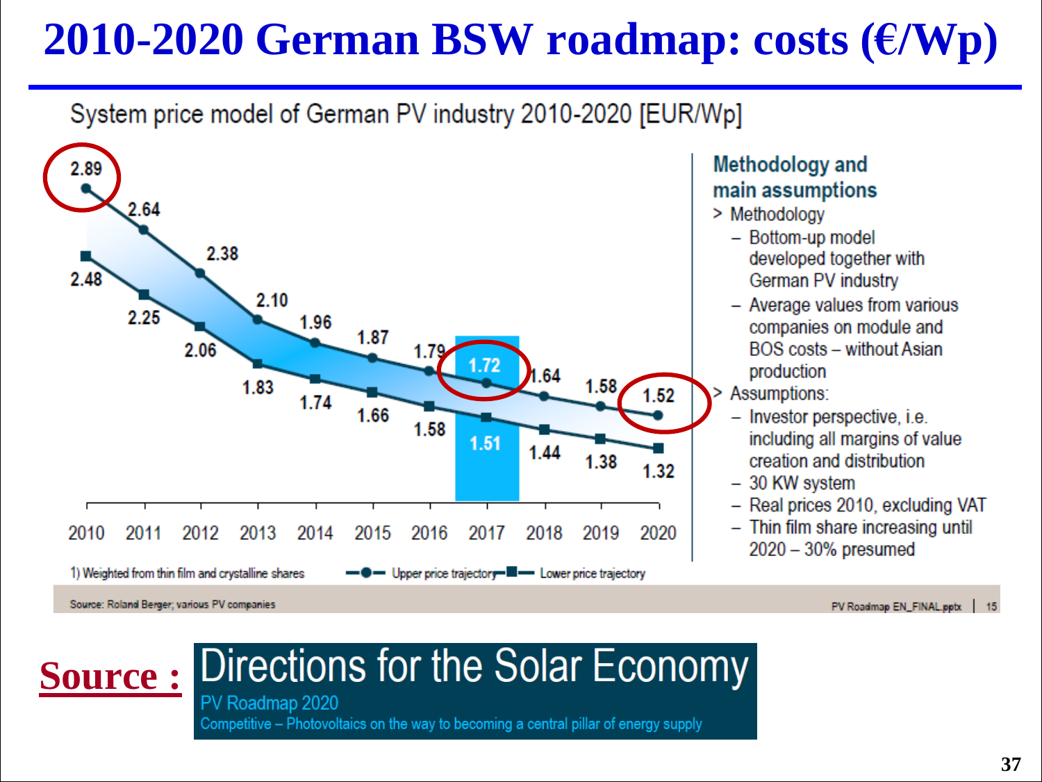# 2010-2020 German BSW roadmap: costs (€/Wp)

System price model of German PV industry 2010-2020 [EUR/Wp]

| Year | Upper price trajectory | Lower price trajectory |
|---|---|---|
| 2010 | 2.89 | 2.48 |
| 2011 | 2.64 | 2.25 |
| 2012 | 2.38 | 2.06 |
| 2013 | 2.10 | 1.83 |
| 2014 | 1.96 | 1.74 |
| 2015 | 1.87 | 1.66 |
| 2016 | 1.79 | 1.58 |
| 2017 | 1.72 | 1.51 |
| 2018 | 1.64 | 1.44 |
| 2019 | 1.58 | 1.38 |
| 2020 | 1.52 | 1.32 |

1) Weighted from thin film and crystalline shares

**Methodology and main assumptions**

> Methodology
  - Bottom-up model developed together with German PV industry
  - Average values from various companies on module and BOS costs – without Asian production

> Assumptions:
  - Investor perspective, i.e. including all margins of value creation and distribution
  - 30 KW system
  - Real prices 2010, excluding VAT
  - Thin film share increasing until 2020 – 30% presumed

Source: Roland Berger; various PV companies

PV Roadmap EN_FINAL.pptx | 15

**Source :** Directions for the Solar Economy
PV Roadmap 2020
Competitive – Photovoltaics on the way to becoming a central pillar of energy supply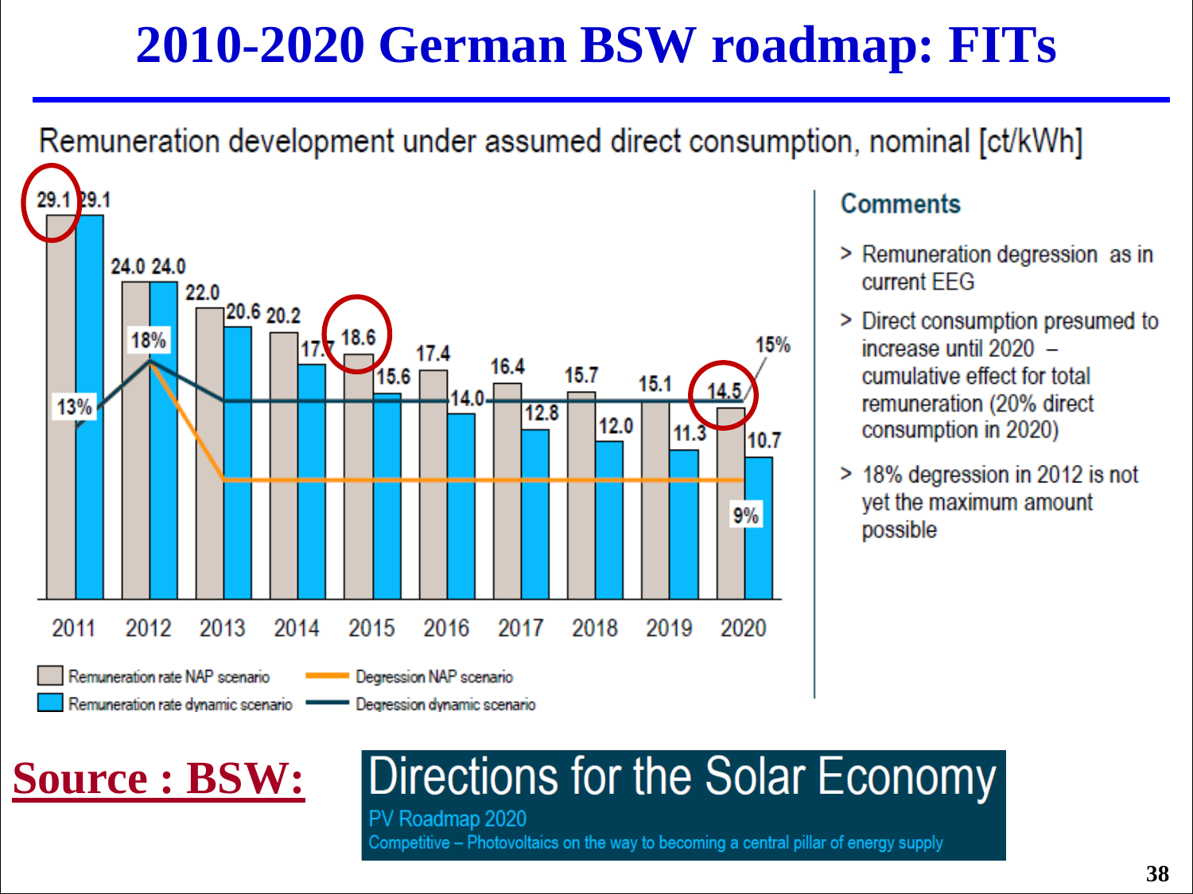# 2010-2020 German BSW roadmap: FITs

Remuneration development under assumed direct consumption, nominal [ct/kWh]

| Year | Remuneration rate NAP scenario | Remuneration rate dynamic scenario |
|---|---|---|
| 2011 | 29.1 | 29.1 |
| 2012 | 24.0 | 24.0 |
| 2013 | 22.0 | 20.6 |
| 2014 | 20.2 | 17.7 |
| 2015 | 18.6 | 15.6 |
| 2016 | 17.4 | 14.0 |
| 2017 | 16.4 | 12.8 |
| 2018 | 15.7 | 12.0 |
| 2019 | 15.1 | 11.3 |
| 2020 | 14.5 | 10.7 |

Degression NAP scenario / Degression dynamic scenario: 13%, 18%, 15%, 9%

**Comments**

- Remuneration degression as in current EEG
- Direct consumption presumed to increase until 2020 – cumulative effect for total remuneration (20% direct consumption in 2020)
- 18% degression in 2012 is not yet the maximum amount possible

**Source : BSW:**

Directions for the Solar Economy

PV Roadmap 2020

Competitive – Photovoltaics on the way to becoming a central pillar of energy supply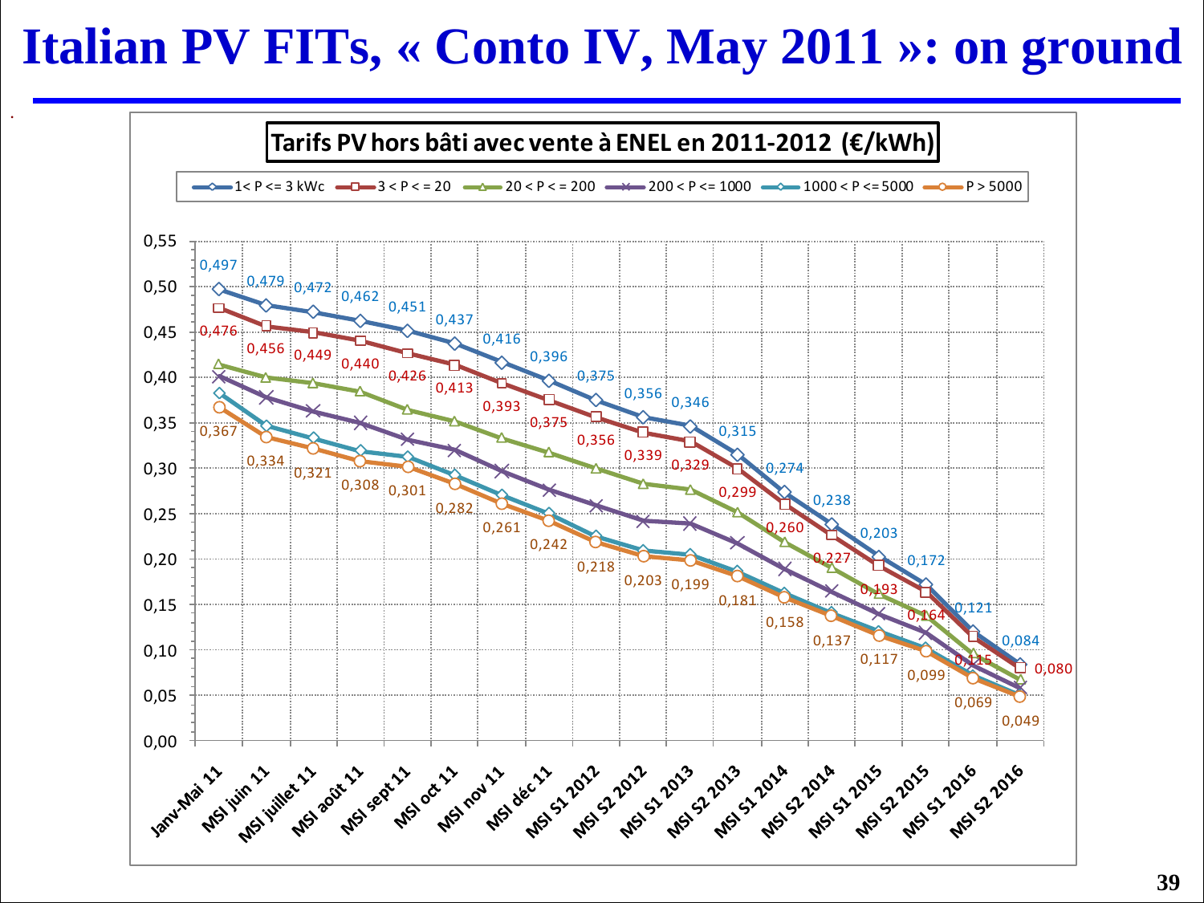# Italian PV FITs, « Conto IV, May 2011 »: on ground

**Tarifs PV hors bâti avec vente à ENEL en 2011-2012 (€/kWh)**

| Période | 1< P <= 3 kWc | 3 < P < = 20 | P > 5000 |
|---|---|---|---|
| Janv-Mai 11 | 0,497 | 0,476 | 0,367 |
| MSI juin 11 | 0,479 | 0,456 | 0,334 |
| MSI juillet 11 | 0,472 | 0,449 | 0,321 |
| MSI août 11 | 0,462 | 0,440 | 0,308 |
| MSI sept 11 | 0,451 | 0,426 | 0,301 |
| MSI oct 11 | 0,437 | 0,413 | 0,282 |
| MSI nov 11 | 0,416 | 0,393 | 0,261 |
| MSI déc 11 | 0,396 | 0,375 | 0,242 |
| MSI S1 2012 | 0,375 | 0,356 | 0,218 |
| MSI S2 2012 | 0,356 | 0,339 | 0,203 |
| MSI S1 2013 | 0,346 | 0,329 | 0,199 |
| MSI S2 2013 | 0,315 | 0,299 | 0,181 |
| MSI S1 2014 | 0,274 | 0,260 | 0,158 |
| MSI S2 2014 | 0,238 | 0,227 | 0,137 |
| MSI S1 2015 | 0,203 | 0,193 | 0,117 |
| MSI S2 2015 | 0,172 | 0,164 | 0,099 |
| MSI S1 2016 | 0,121 | 0,115 | 0,069 |
| MSI S2 2016 | 0,084 | 0,080 | 0,049 |

Legend: 1< P <= 3 kWc; 3 < P < = 20; 20 < P < = 200; 200 < P <= 1000; 1000 < P <= 5000; P > 5000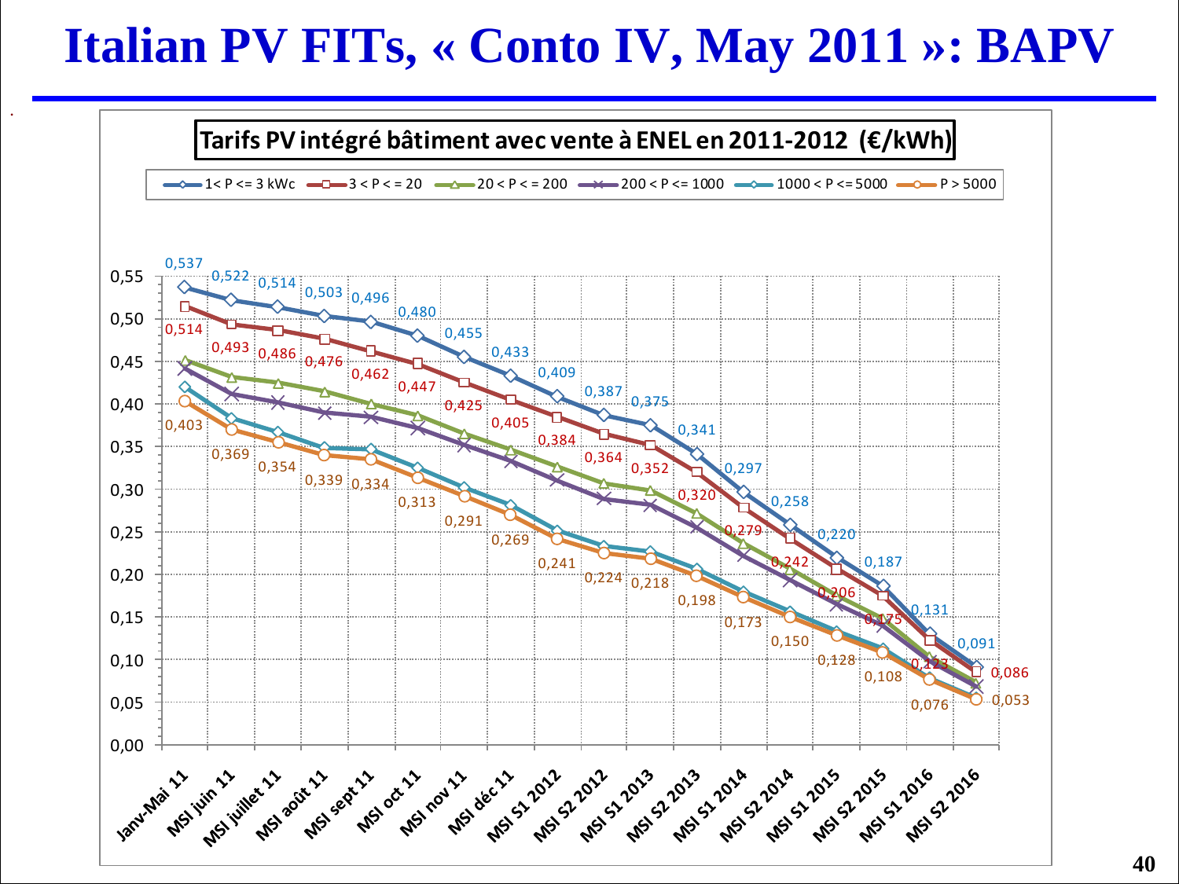# Italian PV FITs, « Conto IV, May 2011 »: BAPV

**Tarifs PV intégré bâtiment avec vente à ENEL en 2011-2012 (€/kWh)**

| Période | 1< P <= 3 kWc | 3 < P < = 20 | P > 5000 |
|---|---|---|---|
| Janv-Mai 11 | 0,537 | 0,514 | 0,403 |
| MSI juin 11 | 0,522 | 0,493 | 0,369 |
| MSI juillet 11 | 0,514 | 0,486 | 0,354 |
| MSI août 11 | 0,503 | 0,476 | 0,339 |
| MSI sept 11 | 0,496 | 0,462 | 0,334 |
| MSI oct 11 | 0,480 | 0,447 | 0,313 |
| MSI nov 11 | 0,455 | 0,425 | 0,291 |
| MSI déc 11 | 0,433 | 0,405 | 0,269 |
| MSI S1 2012 | 0,409 | 0,384 | 0,241 |
| MSI S2 2012 | 0,387 | 0,364 | 0,224 |
| MSI S1 2013 | 0,375 | 0,352 | 0,218 |
| MSI S2 2013 | 0,341 | 0,320 | 0,198 |
| MSI S1 2014 | 0,297 | 0,279 | 0,173 |
| MSI S2 2014 | 0,258 | 0,242 | 0,150 |
| MSI S1 2015 | 0,220 | 0,206 | 0,128 |
| MSI S2 2015 | 0,187 | 0,175 | 0,108 |
| MSI S1 2016 | 0,131 | 0,123 | 0,076 |
| MSI S2 2016 | 0,091 | 0,086 | 0,053 |

Legend: 1< P <= 3 kWc; 3 < P < = 20; 20 < P < = 200; 200 < P <= 1000; 1000 < P <= 5000; P > 5000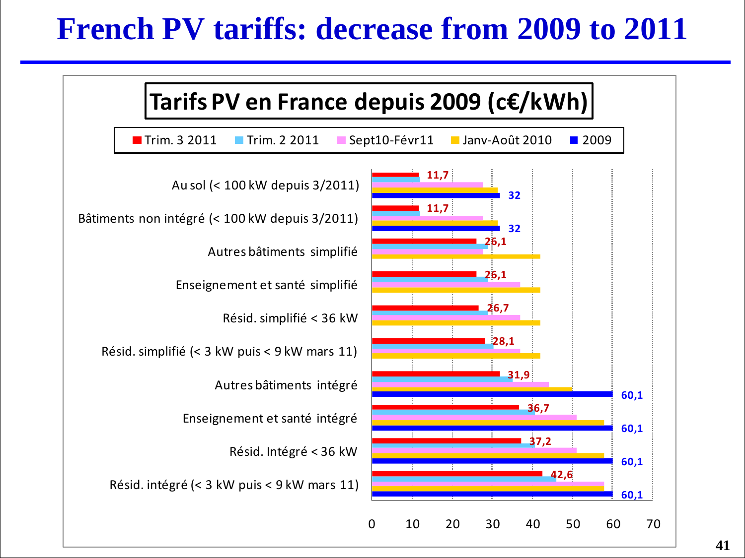# French PV tariffs: decrease from 2009 to 2011

**Tarifs PV en France depuis 2009 (c€/kWh)**

Legend: Trim. 3 2011 | Trim. 2 2011 | Sept10-Févr11 | Janv-Août 2010 | 2009

| Category | Trim. 3 2011 | 2009 |
|---|---|---|
| Au sol (< 100 kW depuis 3/2011) | 11,7 | 32 |
| Bâtiments non intégré (< 100 kW depuis 3/2011) | 11,7 | 32 |
| Autres bâtiments simplifié | 26,1 | |
| Enseignement et santé simplifié | 26,1 | |
| Résid. simplifié < 36 kW | 26,7 | |
| Résid. simplifié (< 3 kW puis < 9 kW mars 11) | 28,1 | |
| Autres bâtiments intégré | 31,9 | 60,1 |
| Enseignement et santé intégré | 36,7 | 60,1 |
| Résid. Intégré < 36 kW | 37,2 | 60,1 |
| Résid. intégré (< 3 kW puis < 9 kW mars 11) | 42,6 | 60,1 |

Axis: 0, 10, 20, 30, 40, 50, 60, 70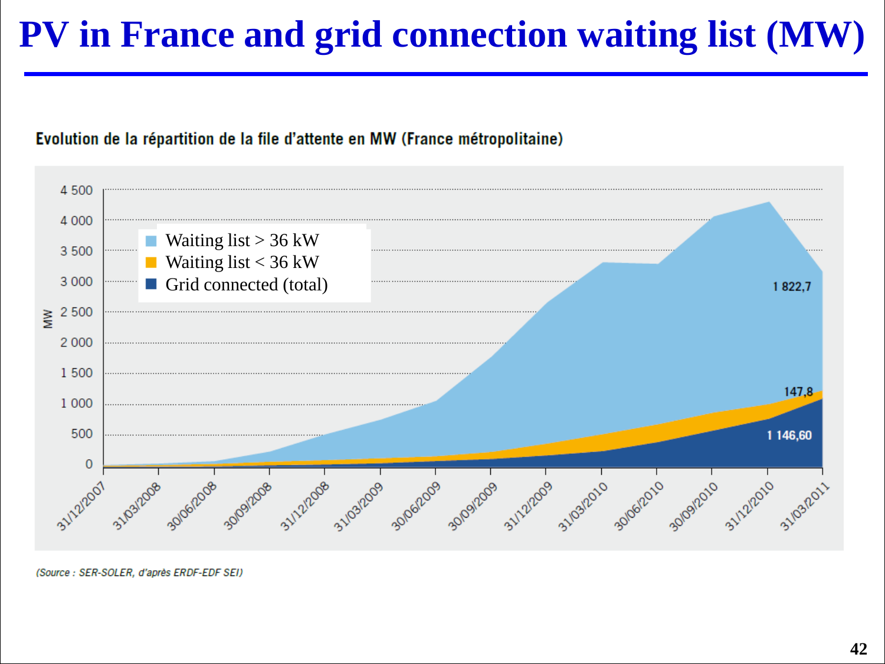# PV in France and grid connection waiting list (MW)

Evolution de la répartition de la file d'attente en MW (France métropolitaine)

MW

4 500
4 000
3 500
3 000
2 500
2 000
1 500
1 000
500
0

31/12/2007
31/03/2008
30/06/2008
30/09/2008
31/12/2008
31/03/2009
30/06/2009
30/09/2009
31/12/2009
31/03/2010
30/06/2010
30/09/2010
31/12/2010
31/03/2011

Waiting list > 36 kW
Waiting list < 36 kW
Grid connected (total)

1 822,7
147,8
1 146,60

*(Source : SER-SOLER, d'après ERDF-EDF SEI)*